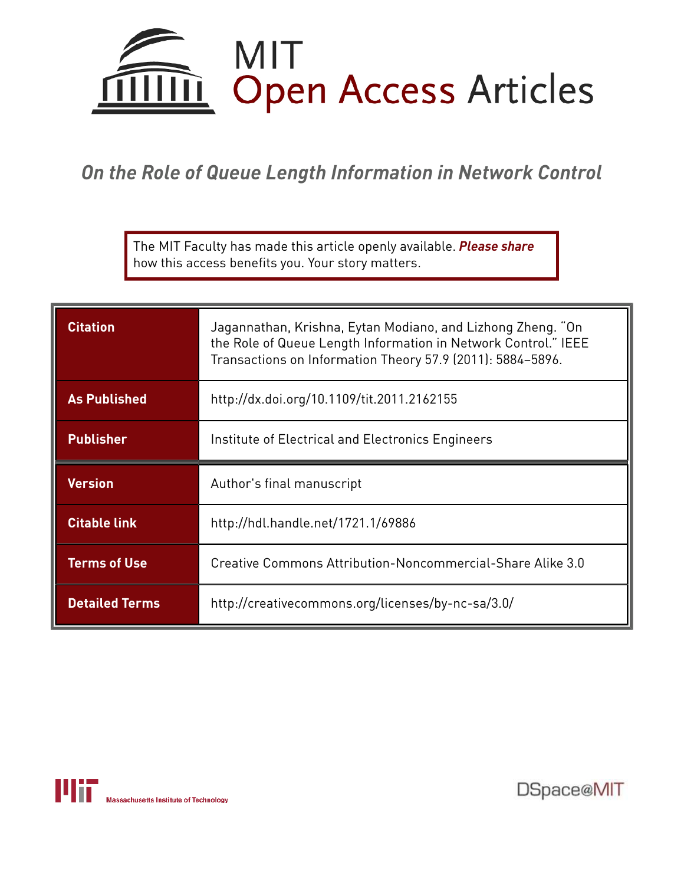# MIT Open Access Articles

## *On the Role of Queue Length Information in Network Control*

The MIT Faculty has made this article openly available. ***Please share*** how this access benefits you. Your story matters.

| | |
|---|---|
| **Citation** | Jagannathan, Krishna, Eytan Modiano, and Lizhong Zheng. "On the Role of Queue Length Information in Network Control." IEEE Transactions on Information Theory 57.9 (2011): 5884–5896. |
| **As Published** | http://dx.doi.org/10.1109/tit.2011.2162155 |
| **Publisher** | Institute of Electrical and Electronics Engineers |
| **Version** | Author's final manuscript |
| **Citable link** | http://hdl.handle.net/1721.1/69886 |
| **Terms of Use** | Creative Commons Attribution-Noncommercial-Share Alike 3.0 |
| **Detailed Terms** | http://creativecommons.org/licenses/by-nc-sa/3.0/ |

Massachusetts Institute of Technology

DSpace@MIT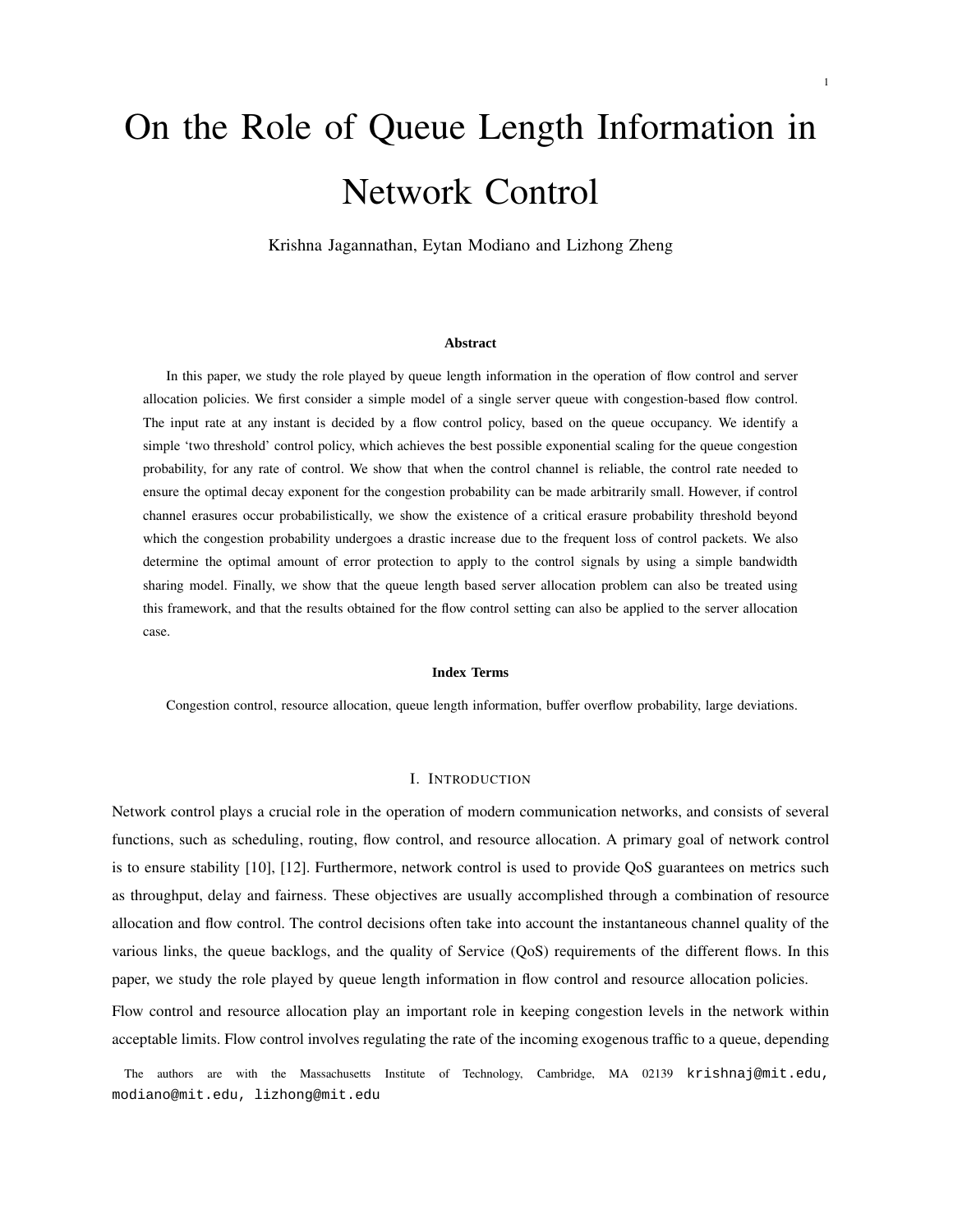# On the Role of Queue Length Information in Network Control

Krishna Jagannathan, Eytan Modiano and Lizhong Zheng

### Abstract

In this paper, we study the role played by queue length information in the operation of flow control and server allocation policies. We first consider a simple model of a single server queue with congestion-based flow control. The input rate at any instant is decided by a flow control policy, based on the queue occupancy. We identify a simple 'two threshold' control policy, which achieves the best possible exponential scaling for the queue congestion probability, for any rate of control. We show that when the control channel is reliable, the control rate needed to ensure the optimal decay exponent for the congestion probability can be made arbitrarily small. However, if control channel erasures occur probabilistically, we show the existence of a critical erasure probability threshold beyond which the congestion probability undergoes a drastic increase due to the frequent loss of control packets. We also determine the optimal amount of error protection to apply to the control signals by using a simple bandwidth sharing model. Finally, we show that the queue length based server allocation problem can also be treated using this framework, and that the results obtained for the flow control setting can also be applied to the server allocation case.

### Index Terms

Congestion control, resource allocation, queue length information, buffer overflow probability, large deviations.

## I. Introduction

Network control plays a crucial role in the operation of modern communication networks, and consists of several functions, such as scheduling, routing, flow control, and resource allocation. A primary goal of network control is to ensure stability [10], [12]. Furthermore, network control is used to provide QoS guarantees on metrics such as throughput, delay and fairness. These objectives are usually accomplished through a combination of resource allocation and flow control. The control decisions often take into account the instantaneous channel quality of the various links, the queue backlogs, and the quality of Service (QoS) requirements of the different flows. In this paper, we study the role played by queue length information in flow control and resource allocation policies.

Flow control and resource allocation play an important role in keeping congestion levels in the network within acceptable limits. Flow control involves regulating the rate of the incoming exogenous traffic to a queue, depending

The authors are with the Massachusetts Institute of Technology, Cambridge, MA 02139 krishnaj@mit.edu, modiano@mit.edu, lizhong@mit.edu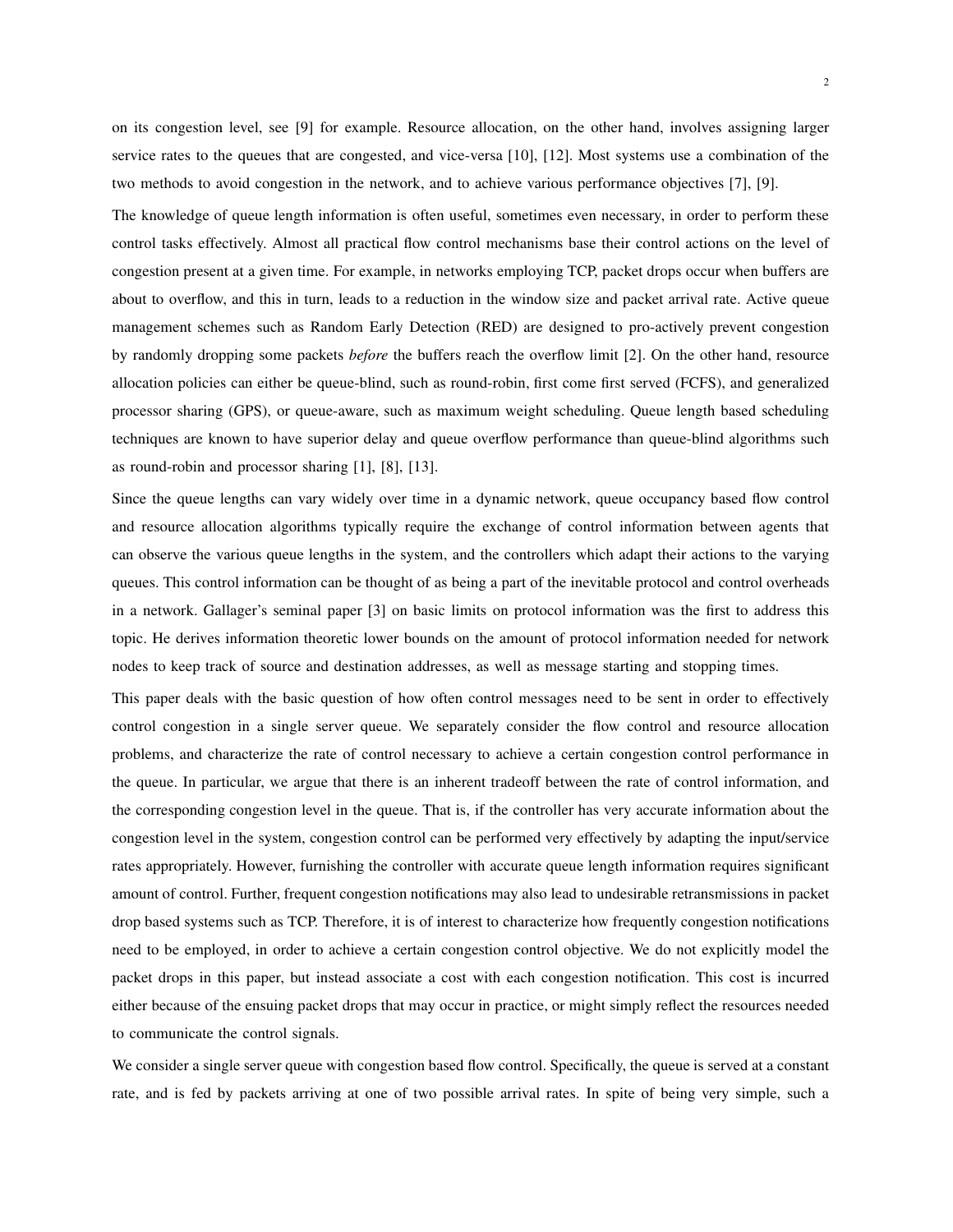on its congestion level, see [9] for example. Resource allocation, on the other hand, involves assigning larger service rates to the queues that are congested, and vice-versa [10], [12]. Most systems use a combination of the two methods to avoid congestion in the network, and to achieve various performance objectives [7], [9].

The knowledge of queue length information is often useful, sometimes even necessary, in order to perform these control tasks effectively. Almost all practical flow control mechanisms base their control actions on the level of congestion present at a given time. For example, in networks employing TCP, packet drops occur when buffers are about to overflow, and this in turn, leads to a reduction in the window size and packet arrival rate. Active queue management schemes such as Random Early Detection (RED) are designed to pro-actively prevent congestion by randomly dropping some packets *before* the buffers reach the overflow limit [2]. On the other hand, resource allocation policies can either be queue-blind, such as round-robin, first come first served (FCFS), and generalized processor sharing (GPS), or queue-aware, such as maximum weight scheduling. Queue length based scheduling techniques are known to have superior delay and queue overflow performance than queue-blind algorithms such as round-robin and processor sharing [1], [8], [13].

Since the queue lengths can vary widely over time in a dynamic network, queue occupancy based flow control and resource allocation algorithms typically require the exchange of control information between agents that can observe the various queue lengths in the system, and the controllers which adapt their actions to the varying queues. This control information can be thought of as being a part of the inevitable protocol and control overheads in a network. Gallager's seminal paper [3] on basic limits on protocol information was the first to address this topic. He derives information theoretic lower bounds on the amount of protocol information needed for network nodes to keep track of source and destination addresses, as well as message starting and stopping times.

This paper deals with the basic question of how often control messages need to be sent in order to effectively control congestion in a single server queue. We separately consider the flow control and resource allocation problems, and characterize the rate of control necessary to achieve a certain congestion control performance in the queue. In particular, we argue that there is an inherent tradeoff between the rate of control information, and the corresponding congestion level in the queue. That is, if the controller has very accurate information about the congestion level in the system, congestion control can be performed very effectively by adapting the input/service rates appropriately. However, furnishing the controller with accurate queue length information requires significant amount of control. Further, frequent congestion notifications may also lead to undesirable retransmissions in packet drop based systems such as TCP. Therefore, it is of interest to characterize how frequently congestion notifications need to be employed, in order to achieve a certain congestion control objective. We do not explicitly model the packet drops in this paper, but instead associate a cost with each congestion notification. This cost is incurred either because of the ensuing packet drops that may occur in practice, or might simply reflect the resources needed to communicate the control signals.

We consider a single server queue with congestion based flow control. Specifically, the queue is served at a constant rate, and is fed by packets arriving at one of two possible arrival rates. In spite of being very simple, such a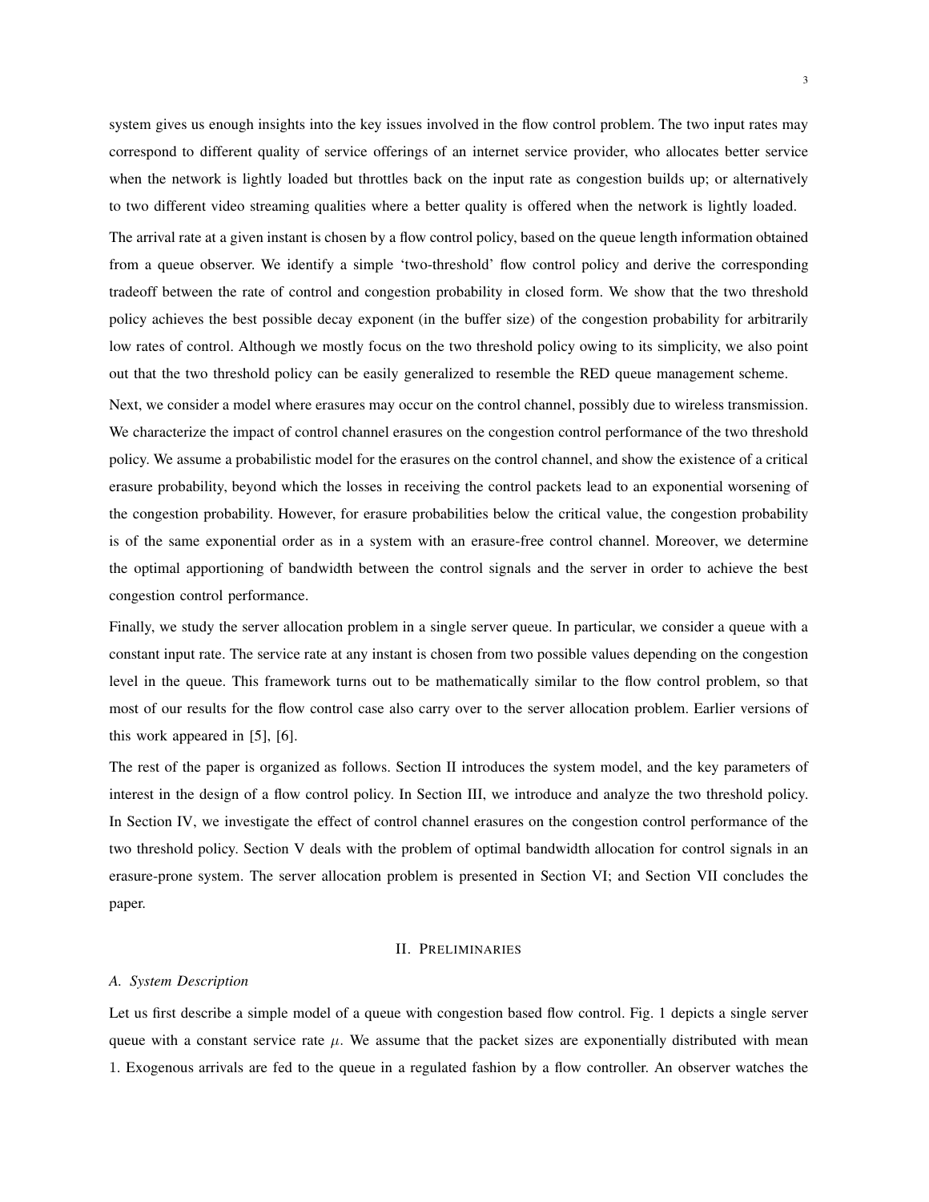system gives us enough insights into the key issues involved in the flow control problem. The two input rates may correspond to different quality of service offerings of an internet service provider, who allocates better service when the network is lightly loaded but throttles back on the input rate as congestion builds up; or alternatively to two different video streaming qualities where a better quality is offered when the network is lightly loaded.

The arrival rate at a given instant is chosen by a flow control policy, based on the queue length information obtained from a queue observer. We identify a simple 'two-threshold' flow control policy and derive the corresponding tradeoff between the rate of control and congestion probability in closed form. We show that the two threshold policy achieves the best possible decay exponent (in the buffer size) of the congestion probability for arbitrarily low rates of control. Although we mostly focus on the two threshold policy owing to its simplicity, we also point out that the two threshold policy can be easily generalized to resemble the RED queue management scheme.

Next, we consider a model where erasures may occur on the control channel, possibly due to wireless transmission. We characterize the impact of control channel erasures on the congestion control performance of the two threshold policy. We assume a probabilistic model for the erasures on the control channel, and show the existence of a critical erasure probability, beyond which the losses in receiving the control packets lead to an exponential worsening of the congestion probability. However, for erasure probabilities below the critical value, the congestion probability is of the same exponential order as in a system with an erasure-free control channel. Moreover, we determine the optimal apportioning of bandwidth between the control signals and the server in order to achieve the best congestion control performance.

Finally, we study the server allocation problem in a single server queue. In particular, we consider a queue with a constant input rate. The service rate at any instant is chosen from two possible values depending on the congestion level in the queue. This framework turns out to be mathematically similar to the flow control problem, so that most of our results for the flow control case also carry over to the server allocation problem. Earlier versions of this work appeared in [5], [6].

The rest of the paper is organized as follows. Section II introduces the system model, and the key parameters of interest in the design of a flow control policy. In Section III, we introduce and analyze the two threshold policy. In Section IV, we investigate the effect of control channel erasures on the congestion control performance of the two threshold policy. Section V deals with the problem of optimal bandwidth allocation for control signals in an erasure-prone system. The server allocation problem is presented in Section VI; and Section VII concludes the paper.

## II. Preliminaries

### *A. System Description*

Let us first describe a simple model of a queue with congestion based flow control. Fig. 1 depicts a single server queue with a constant service rate $\mu$. We assume that the packet sizes are exponentially distributed with mean 1. Exogenous arrivals are fed to the queue in a regulated fashion by a flow controller. An observer watches the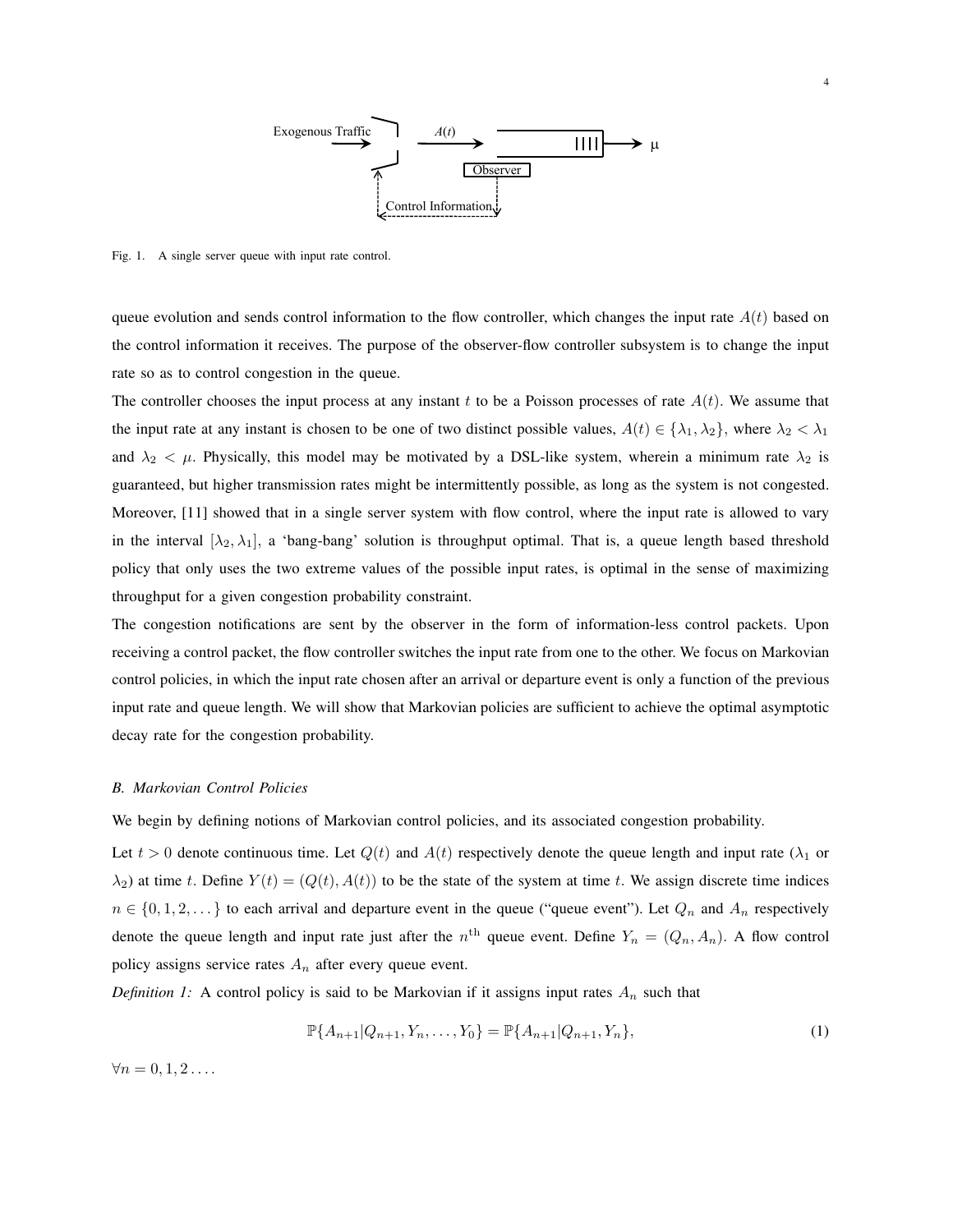Fig. 1. A single server queue with input rate control.

queue evolution and sends control information to the flow controller, which changes the input rate $A(t)$ based on the control information it receives. The purpose of the observer-flow controller subsystem is to change the input rate so as to control congestion in the queue.

The controller chooses the input process at any instant $t$ to be a Poisson processes of rate $A(t)$. We assume that the input rate at any instant is chosen to be one of two distinct possible values, $A(t) \in \{\lambda_1, \lambda_2\}$, where $\lambda_2 < \lambda_1$ and $\lambda_2 < \mu$. Physically, this model may be motivated by a DSL-like system, wherein a minimum rate $\lambda_2$ is guaranteed, but higher transmission rates might be intermittently possible, as long as the system is not congested. Moreover, [11] showed that in a single server system with flow control, where the input rate is allowed to vary in the interval $[\lambda_2, \lambda_1]$, a 'bang-bang' solution is throughput optimal. That is, a queue length based threshold policy that only uses the two extreme values of the possible input rates, is optimal in the sense of maximizing throughput for a given congestion probability constraint.

The congestion notifications are sent by the observer in the form of information-less control packets. Upon receiving a control packet, the flow controller switches the input rate from one to the other. We focus on Markovian control policies, in which the input rate chosen after an arrival or departure event is only a function of the previous input rate and queue length. We will show that Markovian policies are sufficient to achieve the optimal asymptotic decay rate for the congestion probability.

### *B. Markovian Control Policies*

We begin by defining notions of Markovian control policies, and its associated congestion probability.

Let $t > 0$ denote continuous time. Let $Q(t)$ and $A(t)$ respectively denote the queue length and input rate ($\lambda_1$ or $\lambda_2$) at time $t$. Define $Y(t) = (Q(t), A(t))$ to be the state of the system at time $t$. We assign discrete time indices $n \in \{0, 1, 2, \dots\}$ to each arrival and departure event in the queue ("queue event"). Let $Q_n$ and $A_n$ respectively denote the queue length and input rate just after the $n^{\text{th}}$ queue event. Define $Y_n = (Q_n, A_n)$. A flow control policy assigns service rates $A_n$ after every queue event.

*Definition 1:* A control policy is said to be Markovian if it assigns input rates $A_n$ such that

$$\mathbb{P}\{A_{n+1}|Q_{n+1}, Y_n, \dots, Y_0\} = \mathbb{P}\{A_{n+1}|Q_{n+1}, Y_n\}, \tag{1}$$

$\forall n = 0, 1, 2 \dots$.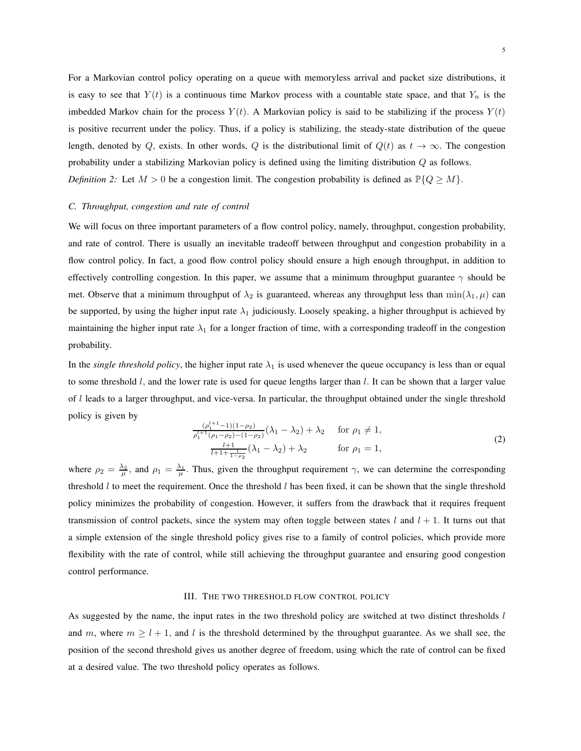For a Markovian control policy operating on a queue with memoryless arrival and packet size distributions, it is easy to see that $Y(t)$ is a continuous time Markov process with a countable state space, and that $Y_n$ is the imbedded Markov chain for the process $Y(t)$. A Markovian policy is said to be stabilizing if the process $Y(t)$ is positive recurrent under the policy. Thus, if a policy is stabilizing, the steady-state distribution of the queue length, denoted by $Q$, exists. In other words, $Q$ is the distributional limit of $Q(t)$ as $t \to \infty$. The congestion probability under a stabilizing Markovian policy is defined using the limiting distribution $Q$ as follows.

*Definition 2:* Let $M > 0$ be a congestion limit. The congestion probability is defined as $\mathbb{P}\{Q \geq M\}$.

### C. Throughput, congestion and rate of control

We will focus on three important parameters of a flow control policy, namely, throughput, congestion probability, and rate of control. There is usually an inevitable tradeoff between throughput and congestion probability in a flow control policy. In fact, a good flow control policy should ensure a high enough throughput, in addition to effectively controlling congestion. In this paper, we assume that a minimum throughput guarantee $\gamma$ should be met. Observe that a minimum throughput of $\lambda_2$ is guaranteed, whereas any throughput less than $\min(\lambda_1, \mu)$ can be supported, by using the higher input rate $\lambda_1$ judiciously. Loosely speaking, a higher throughput is achieved by maintaining the higher input rate $\lambda_1$ for a longer fraction of time, with a corresponding tradeoff in the congestion probability.

In the *single threshold policy*, the higher input rate $\lambda_1$ is used whenever the queue occupancy is less than or equal to some threshold $l$, and the lower rate is used for queue lengths larger than $l$. It can be shown that a larger value of $l$ leads to a larger throughput, and vice-versa. In particular, the throughput obtained under the single threshold policy is given by

$$
\begin{array}{ll}
\frac{(\rho_1^{l+1}-1)(1-\rho_2)}{\rho_1^{l+1}(\rho_1-\rho_2)-(1-\rho_2)}(\lambda_1-\lambda_2)+\lambda_2 & \text{for } \rho_1 \neq 1, \\
\frac{l+1}{l+1+\frac{1}{1-\rho_2}}(\lambda_1-\lambda_2)+\lambda_2 & \text{for } \rho_1 = 1,
\end{array}
\tag{2}
$$

where $\rho_2 = \frac{\lambda_2}{\mu}$, and $\rho_1 = \frac{\lambda_1}{\mu}$. Thus, given the throughput requirement $\gamma$, we can determine the corresponding threshold $l$ to meet the requirement. Once the threshold $l$ has been fixed, it can be shown that the single threshold policy minimizes the probability of congestion. However, it suffers from the drawback that it requires frequent transmission of control packets, since the system may often toggle between states $l$ and $l+1$. It turns out that a simple extension of the single threshold policy gives rise to a family of control policies, which provide more flexibility with the rate of control, while still achieving the throughput guarantee and ensuring good congestion control performance.

## III. The two threshold flow control policy

As suggested by the name, the input rates in the two threshold policy are switched at two distinct thresholds $l$ and $m$, where $m \geq l+1$, and $l$ is the threshold determined by the throughput guarantee. As we shall see, the position of the second threshold gives us another degree of freedom, using which the rate of control can be fixed at a desired value. The two threshold policy operates as follows.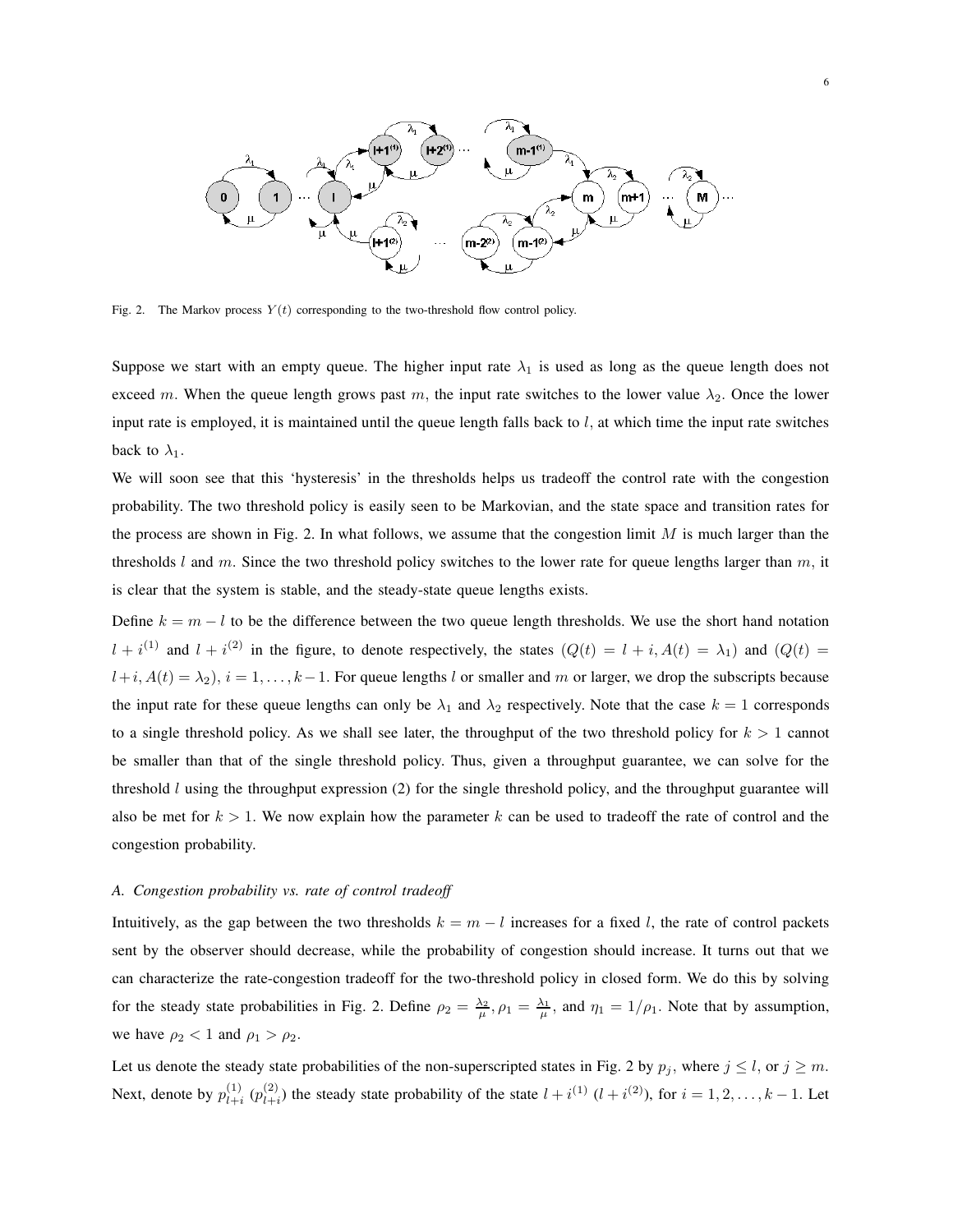Fig. 2. The Markov process $Y(t)$ corresponding to the two-threshold flow control policy.

Suppose we start with an empty queue. The higher input rate $\lambda_1$ is used as long as the queue length does not exceed $m$. When the queue length grows past $m$, the input rate switches to the lower value $\lambda_2$. Once the lower input rate is employed, it is maintained until the queue length falls back to $l$, at which time the input rate switches back to $\lambda_1$.

We will soon see that this 'hysteresis' in the thresholds helps us tradeoff the control rate with the congestion probability. The two threshold policy is easily seen to be Markovian, and the state space and transition rates for the process are shown in Fig. 2. In what follows, we assume that the congestion limit $M$ is much larger than the thresholds $l$ and $m$. Since the two threshold policy switches to the lower rate for queue lengths larger than $m$, it is clear that the system is stable, and the steady-state queue lengths exists.

Define $k = m - l$ to be the difference between the two queue length thresholds. We use the short hand notation $l + i^{(1)}$ and $l + i^{(2)}$ in the figure, to denote respectively, the states $(Q(t) = l + i, A(t) = \lambda_1)$ and $(Q(t) = l + i, A(t) = \lambda_2)$, $i = 1, \ldots, k - 1$. For queue lengths $l$ or smaller and $m$ or larger, we drop the subscripts because the input rate for these queue lengths can only be $\lambda_1$ and $\lambda_2$ respectively. Note that the case $k = 1$ corresponds to a single threshold policy. As we shall see later, the throughput of the two threshold policy for $k > 1$ cannot be smaller than that of the single threshold policy. Thus, given a throughput guarantee, we can solve for the threshold $l$ using the throughput expression (2) for the single threshold policy, and the throughput guarantee will also be met for $k > 1$. We now explain how the parameter $k$ can be used to tradeoff the rate of control and the congestion probability.

### A. Congestion probability vs. rate of control tradeoff

Intuitively, as the gap between the two thresholds $k = m - l$ increases for a fixed $l$, the rate of control packets sent by the observer should decrease, while the probability of congestion should increase. It turns out that we can characterize the rate-congestion tradeoff for the two-threshold policy in closed form. We do this by solving for the steady state probabilities in Fig. 2. Define $\rho_2 = \frac{\lambda_2}{\mu}, \rho_1 = \frac{\lambda_1}{\mu}$, and $\eta_1 = 1/\rho_1$. Note that by assumption, we have $\rho_2 < 1$ and $\rho_1 > \rho_2$.

Let us denote the steady state probabilities of the non-superscripted states in Fig. 2 by $p_j$, where $j \leq l$, or $j \geq m$. Next, denote by $p_{l+i}^{(1)}$ ($p_{l+i}^{(2)}$) the steady state probability of the state $l + i^{(1)}$ ($l + i^{(2)}$), for $i = 1, 2, \ldots, k - 1$. Let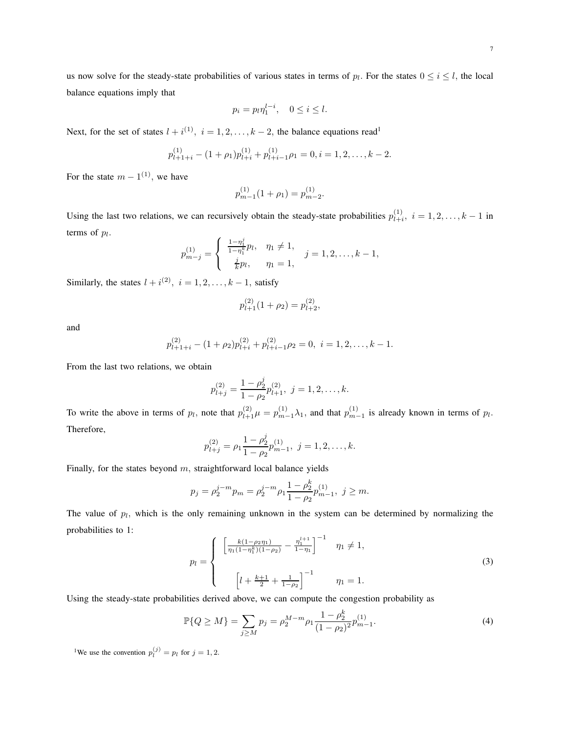us now solve for the steady-state probabilities of various states in terms of $p_l$. For the states $0 \leq i \leq l$, the local balance equations imply that

$$p_i = p_l \eta_1^{l-i}, \quad 0 \leq i \leq l.$$

Next, for the set of states $l + i^{(1)},\ i = 1, 2, \ldots, k-2$, the balance equations read[1]

$$p^{(1)}_{l+1+i} - (1+\rho_1)p^{(1)}_{l+i} + p^{(1)}_{l+i-1}\rho_1 = 0, i = 1, 2, \ldots, k-2.$$

For the state $m - 1^{(1)}$, we have

$$p^{(1)}_{m-1}(1+\rho_1) = p^{(1)}_{m-2}.$$

Using the last two relations, we can recursively obtain the steady-state probabilities $p^{(1)}_{l+i},\ i = 1, 2, \ldots, k-1$ in terms of $p_l$.

$$p^{(1)}_{m-j} = \begin{cases} \frac{1-\eta_1^j}{1-\eta_1^k} p_l, & \eta_1 \neq 1, \\ \frac{j}{k} p_l, & \eta_1 = 1, \end{cases} \quad j = 1, 2, \ldots, k-1,$$

Similarly, the states $l + i^{(2)},\ i = 1, 2, \ldots, k-1$, satisfy

$$p^{(2)}_{l+1}(1+\rho_2) = p^{(2)}_{l+2},$$

and

$$p^{(2)}_{l+1+i} - (1+\rho_2)p^{(2)}_{l+i} + p^{(2)}_{l+i-1}\rho_2 = 0,\ i = 1, 2, \ldots, k-1.$$

From the last two relations, we obtain

$$p^{(2)}_{l+j} = \frac{1-\rho_2^j}{1-\rho_2} p^{(2)}_{l+1},\ j = 1, 2, \ldots, k.$$

To write the above in terms of $p_l$, note that $p^{(2)}_{l+1}\mu = p^{(1)}_{m-1}\lambda_1$, and that $p^{(1)}_{m-1}$ is already known in terms of $p_l$. Therefore,

$$p^{(2)}_{l+j} = \rho_1 \frac{1-\rho_2^j}{1-\rho_2} p^{(1)}_{m-1},\ j = 1, 2, \ldots, k.$$

Finally, for the states beyond $m$, straightforward local balance yields

$$p_j = \rho_2^{j-m} p_m = \rho_2^{j-m} \rho_1 \frac{1-\rho_2^k}{1-\rho_2} p^{(1)}_{m-1},\ j \geq m.$$

The value of $p_l$, which is the only remaining unknown in the system can be determined by normalizing the probabilities to 1:

$$p_l = \begin{cases} \left[\frac{k(1-\rho_2\eta_1)}{\eta_1(1-\eta_1^k)(1-\rho_2)} - \frac{\eta_1^{l+1}}{1-\eta_1}\right]^{-1} & \eta_1 \neq 1, \\ \\ \left[l + \frac{k+1}{2} + \frac{1}{1-\rho_2}\right]^{-1} & \eta_1 = 1. \end{cases} \tag{3}$$

Using the steady-state probabilities derived above, we can compute the congestion probability as

$$\mathbb{P}\{Q \geq M\} = \sum_{j \geq M} p_j = \rho_2^{M-m} \rho_1 \frac{1-\rho_2^k}{(1-\rho_2)^2} p^{(1)}_{m-1}. \tag{4}$$

[1]We use the convention $p_l^{(j)} = p_l$ for $j = 1, 2$.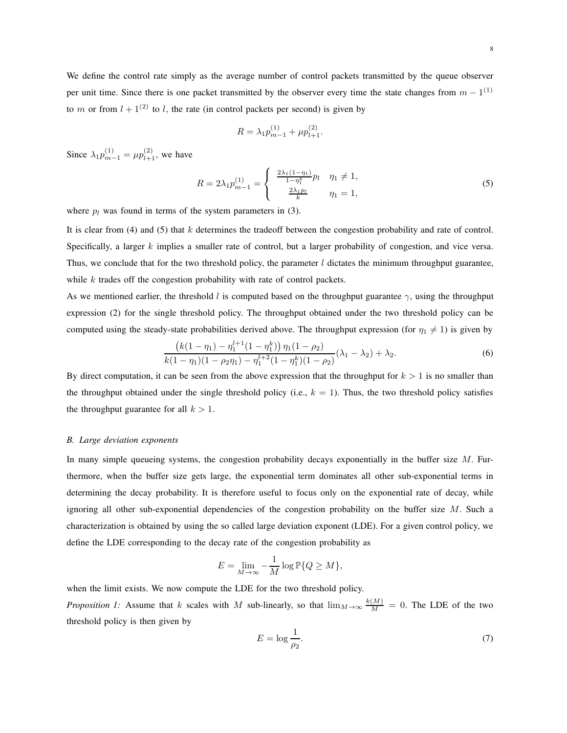We define the control rate simply as the average number of control packets transmitted by the queue observer per unit time. Since there is one packet transmitted by the observer every time the state changes from $m-1^{(1)}$ to $m$ or from $l+1^{(2)}$ to $l$, the rate (in control packets per second) is given by

$$R = \lambda_1 p_{m-1}^{(1)} + \mu p_{l+1}^{(2)}.$$

Since $\lambda_1 p_{m-1}^{(1)} = \mu p_{l+1}^{(2)}$, we have

$$R = 2\lambda_1 p_{m-1}^{(1)} = \begin{cases} \frac{2\lambda_1(1-\eta_1)}{1-\eta_1^k} p_l & \eta_1 \neq 1, \\ \frac{2\lambda_1 p_l}{k} & \eta_1 = 1, \end{cases} \tag{5}$$

where $p_l$ was found in terms of the system parameters in (3).

It is clear from (4) and (5) that $k$ determines the tradeoff between the congestion probability and rate of control. Specifically, a larger $k$ implies a smaller rate of control, but a larger probability of congestion, and vice versa. Thus, we conclude that for the two threshold policy, the parameter $l$ dictates the minimum throughput guarantee, while $k$ trades off the congestion probability with rate of control packets.

As we mentioned earlier, the threshold $l$ is computed based on the throughput guarantee $\gamma$, using the throughput expression (2) for the single threshold policy. The throughput obtained under the two threshold policy can be computed using the steady-state probabilities derived above. The throughput expression (for $\eta_1 \neq 1$) is given by

$$\frac{\left(k(1-\eta_1) - \eta_1^{l+1}(1-\eta_1^k)\right)\eta_1(1-\rho_2)}{k(1-\eta_1)(1-\rho_2\eta_1) - \eta_1^{l+2}(1-\eta_1^k)(1-\rho_2)}(\lambda_1 - \lambda_2) + \lambda_2. \tag{6}$$

By direct computation, it can be seen from the above expression that the throughput for $k > 1$ is no smaller than the throughput obtained under the single threshold policy (i.e., $k = 1$). Thus, the two threshold policy satisfies the throughput guarantee for all $k > 1$.

### *B. Large deviation exponents*

In many simple queueing systems, the congestion probability decays exponentially in the buffer size $M$. Furthermore, when the buffer size gets large, the exponential term dominates all other sub-exponential terms in determining the decay probability. It is therefore useful to focus only on the exponential rate of decay, while ignoring all other sub-exponential dependencies of the congestion probability on the buffer size $M$. Such a characterization is obtained by using the so called large deviation exponent (LDE). For a given control policy, we define the LDE corresponding to the decay rate of the congestion probability as

$$E = \lim_{M\to\infty} -\frac{1}{M}\log \mathbb{P}\{Q \geq M\},$$

when the limit exists. We now compute the LDE for the two threshold policy.

*Proposition 1:* Assume that $k$ scales with $M$ sub-linearly, so that $\lim_{M\to\infty} \frac{k(M)}{M} = 0$. The LDE of the two threshold policy is then given by

$$E = \log \frac{1}{\rho_2}. \tag{7}$$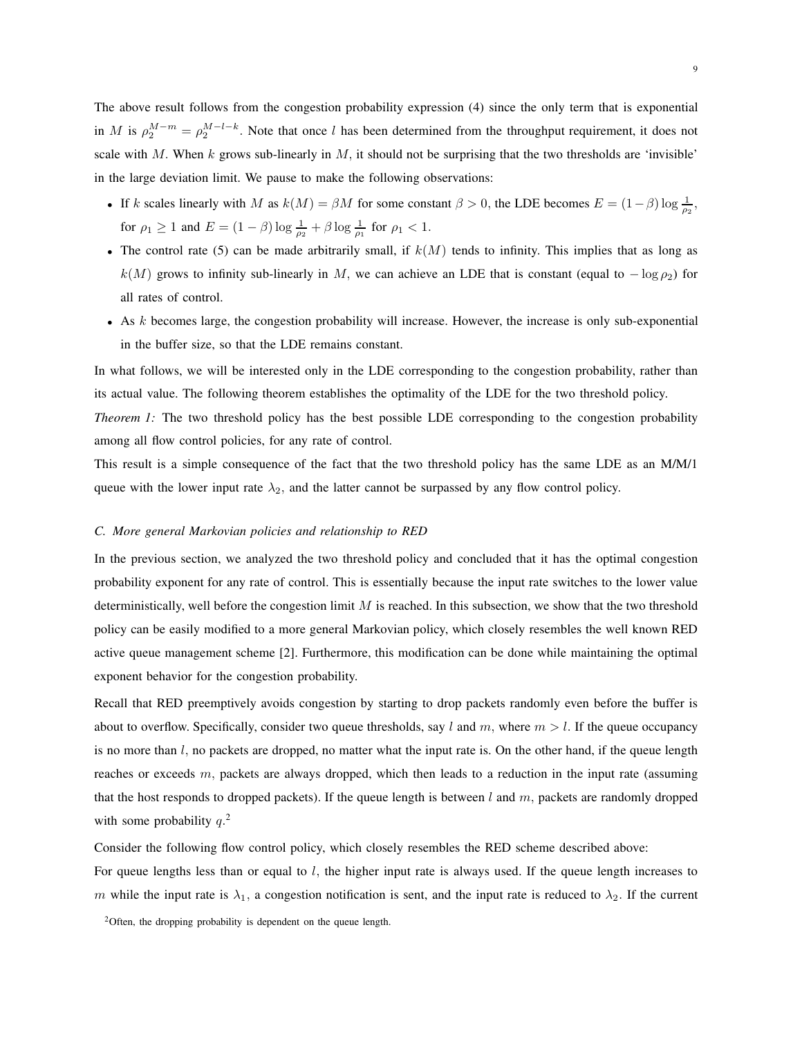The above result follows from the congestion probability expression (4) since the only term that is exponential in $M$ is $\rho_2^{M-m} = \rho_2^{M-l-k}$. Note that once $l$ has been determined from the throughput requirement, it does not scale with $M$. When $k$ grows sub-linearly in $M$, it should not be surprising that the two thresholds are 'invisible' in the large deviation limit. We pause to make the following observations:

- If $k$ scales linearly with $M$ as $k(M) = \beta M$ for some constant $\beta > 0$, the LDE becomes $E = (1-\beta)\log\frac{1}{\rho_2}$, for $\rho_1 \geq 1$ and $E = (1-\beta)\log\frac{1}{\rho_2} + \beta\log\frac{1}{\rho_1}$ for $\rho_1 < 1$.
- The control rate (5) can be made arbitrarily small, if $k(M)$ tends to infinity. This implies that as long as $k(M)$ grows to infinity sub-linearly in $M$, we can achieve an LDE that is constant (equal to $-\log\rho_2$) for all rates of control.
- As $k$ becomes large, the congestion probability will increase. However, the increase is only sub-exponential in the buffer size, so that the LDE remains constant.

In what follows, we will be interested only in the LDE corresponding to the congestion probability, rather than its actual value. The following theorem establishes the optimality of the LDE for the two threshold policy.

*Theorem 1:* The two threshold policy has the best possible LDE corresponding to the congestion probability among all flow control policies, for any rate of control.

This result is a simple consequence of the fact that the two threshold policy has the same LDE as an M/M/1 queue with the lower input rate $\lambda_2$, and the latter cannot be surpassed by any flow control policy.

### C. More general Markovian policies and relationship to RED

In the previous section, we analyzed the two threshold policy and concluded that it has the optimal congestion probability exponent for any rate of control. This is essentially because the input rate switches to the lower value deterministically, well before the congestion limit $M$ is reached. In this subsection, we show that the two threshold policy can be easily modified to a more general Markovian policy, which closely resembles the well known RED active queue management scheme [2]. Furthermore, this modification can be done while maintaining the optimal exponent behavior for the congestion probability.

Recall that RED preemptively avoids congestion by starting to drop packets randomly even before the buffer is about to overflow. Specifically, consider two queue thresholds, say $l$ and $m$, where $m > l$. If the queue occupancy is no more than $l$, no packets are dropped, no matter what the input rate is. On the other hand, if the queue length reaches or exceeds $m$, packets are always dropped, which then leads to a reduction in the input rate (assuming that the host responds to dropped packets). If the queue length is between $l$ and $m$, packets are randomly dropped with some probability $q$.[2]

Consider the following flow control policy, which closely resembles the RED scheme described above:

For queue lengths less than or equal to $l$, the higher input rate is always used. If the queue length increases to $m$ while the input rate is $\lambda_1$, a congestion notification is sent, and the input rate is reduced to $\lambda_2$. If the current

[2]Often, the dropping probability is dependent on the queue length.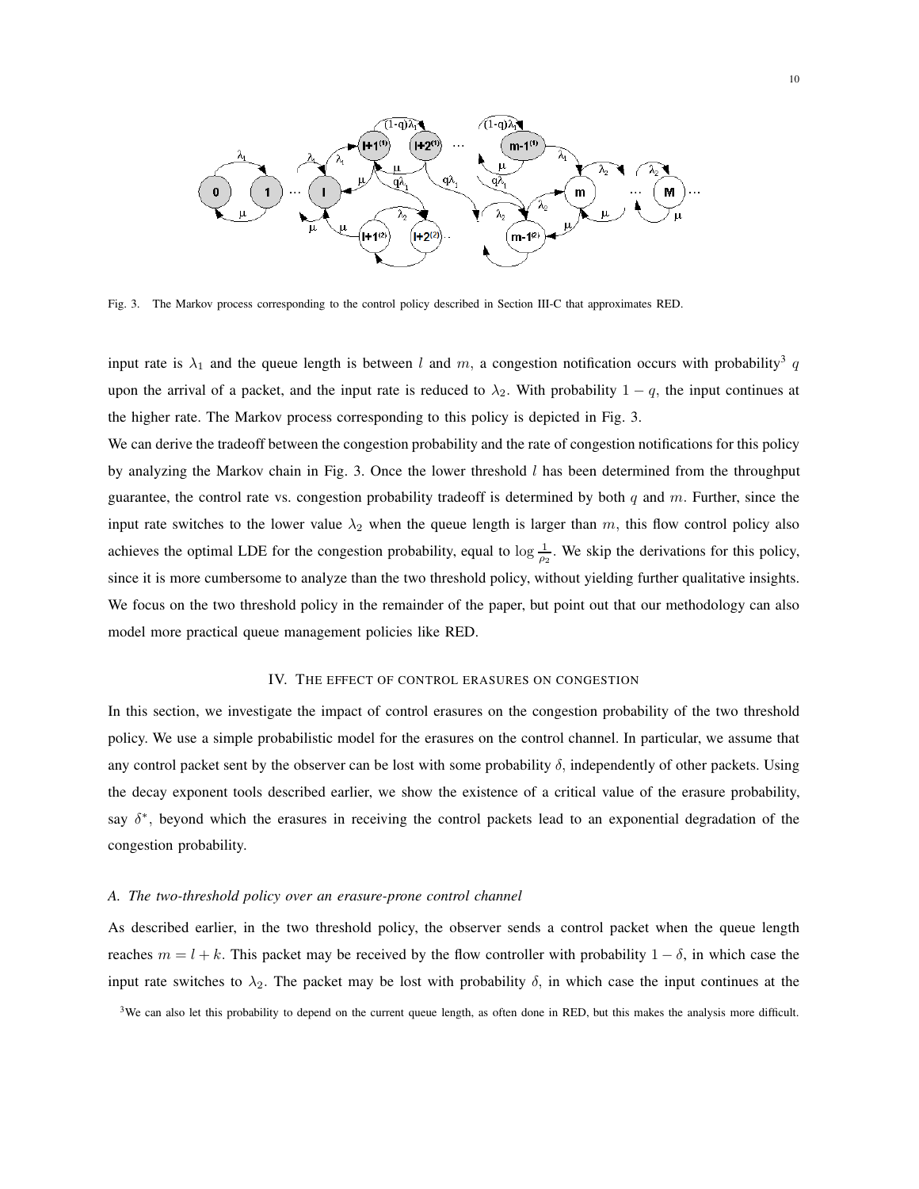Fig. 3. The Markov process corresponding to the control policy described in Section III-C that approximates RED.

input rate is $\lambda_1$ and the queue length is between $l$ and $m$, a congestion notification occurs with probability[3] $q$ upon the arrival of a packet, and the input rate is reduced to $\lambda_2$. With probability $1-q$, the input continues at the higher rate. The Markov process corresponding to this policy is depicted in Fig. 3.

We can derive the tradeoff between the congestion probability and the rate of congestion notifications for this policy by analyzing the Markov chain in Fig. 3. Once the lower threshold $l$ has been determined from the throughput guarantee, the control rate vs. congestion probability tradeoff is determined by both $q$ and $m$. Further, since the input rate switches to the lower value $\lambda_2$ when the queue length is larger than $m$, this flow control policy also achieves the optimal LDE for the congestion probability, equal to $\log \frac{1}{\rho_2}$. We skip the derivations for this policy, since it is more cumbersome to analyze than the two threshold policy, without yielding further qualitative insights. We focus on the two threshold policy in the remainder of the paper, but point out that our methodology can also model more practical queue management policies like RED.

## IV. The effect of control erasures on congestion

In this section, we investigate the impact of control erasures on the congestion probability of the two threshold policy. We use a simple probabilistic model for the erasures on the control channel. In particular, we assume that any control packet sent by the observer can be lost with some probability $\delta$, independently of other packets. Using the decay exponent tools described earlier, we show the existence of a critical value of the erasure probability, say $\delta^*$, beyond which the erasures in receiving the control packets lead to an exponential degradation of the congestion probability.

### *A. The two-threshold policy over an erasure-prone control channel*

As described earlier, in the two threshold policy, the observer sends a control packet when the queue length reaches $m = l + k$. This packet may be received by the flow controller with probability $1-\delta$, in which case the input rate switches to $\lambda_2$. The packet may be lost with probability $\delta$, in which case the input continues at the

[3] We can also let this probability to depend on the current queue length, as often done in RED, but this makes the analysis more difficult.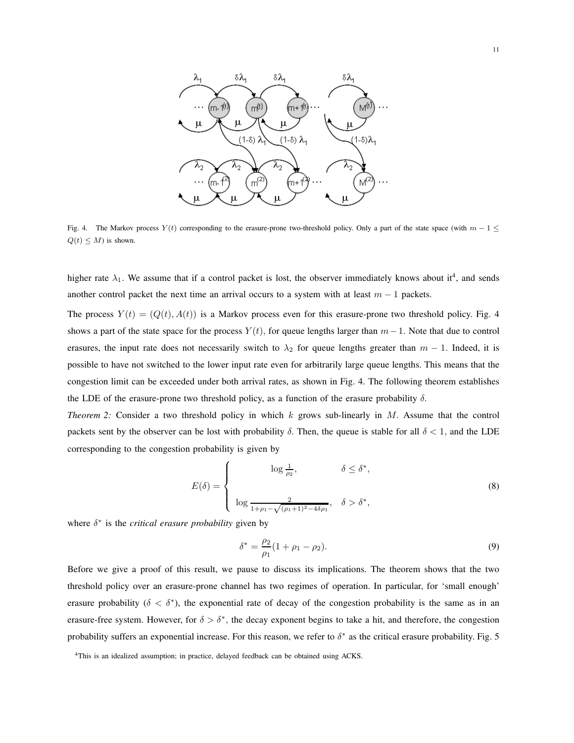Fig. 4. The Markov process $Y(t)$ corresponding to the erasure-prone two-threshold policy. Only a part of the state space (with $m-1 \leq Q(t) \leq M$) is shown.

higher rate $\lambda_1$. We assume that if a control packet is lost, the observer immediately knows about it[4], and sends another control packet the next time an arrival occurs to a system with at least $m-1$ packets.

The process $Y(t) = (Q(t), A(t))$ is a Markov process even for this erasure-prone two threshold policy. Fig. 4 shows a part of the state space for the process $Y(t)$, for queue lengths larger than $m-1$. Note that due to control erasures, the input rate does not necessarily switch to $\lambda_2$ for queue lengths greater than $m-1$. Indeed, it is possible to have not switched to the lower input rate even for arbitrarily large queue lengths. This means that the congestion limit can be exceeded under both arrival rates, as shown in Fig. 4. The following theorem establishes the LDE of the erasure-prone two threshold policy, as a function of the erasure probability $\delta$.

*Theorem 2:* Consider a two threshold policy in which $k$ grows sub-linearly in $M$. Assume that the control packets sent by the observer can be lost with probability $\delta$. Then, the queue is stable for all $\delta < 1$, and the LDE corresponding to the congestion probability is given by

$$E(\delta) = \begin{cases} \log \frac{1}{\rho_2}, & \delta \leq \delta^*, \\ \log \frac{2}{1+\rho_1 - \sqrt{(\rho_1+1)^2 - 4\delta\rho_1}}, & \delta > \delta^*, \end{cases} \tag{8}$$

where $\delta^*$ is the *critical erasure probability* given by

$$\delta^* = \frac{\rho_2}{\rho_1}(1 + \rho_1 - \rho_2). \tag{9}$$

Before we give a proof of this result, we pause to discuss its implications. The theorem shows that the two threshold policy over an erasure-prone channel has two regimes of operation. In particular, for 'small enough' erasure probability ($\delta < \delta^*$), the exponential rate of decay of the congestion probability is the same as in an erasure-free system. However, for $\delta > \delta^*$, the decay exponent begins to take a hit, and therefore, the congestion probability suffers an exponential increase. For this reason, we refer to $\delta^*$ as the critical erasure probability. Fig. 5

[4]This is an idealized assumption; in practice, delayed feedback can be obtained using ACKS.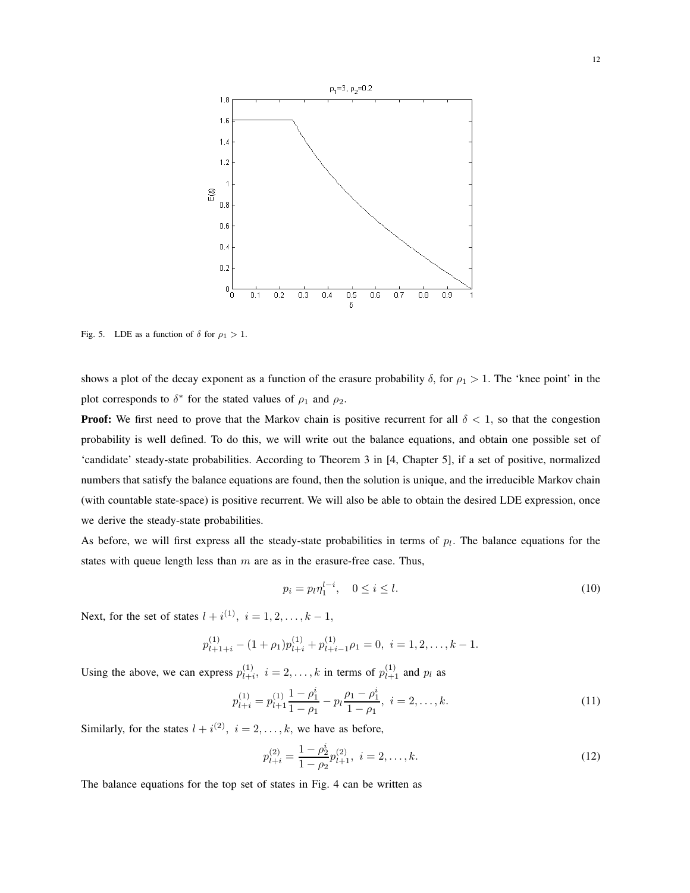Fig. 5. LDE as a function of $\delta$ for $\rho_1 > 1$.

shows a plot of the decay exponent as a function of the erasure probability $\delta$, for $\rho_1 > 1$. The 'knee point' in the plot corresponds to $\delta^*$ for the stated values of $\rho_1$ and $\rho_2$.

**Proof:** We first need to prove that the Markov chain is positive recurrent for all $\delta < 1$, so that the congestion probability is well defined. To do this, we will write out the balance equations, and obtain one possible set of 'candidate' steady-state probabilities. According to Theorem 3 in [4, Chapter 5], if a set of positive, normalized numbers that satisfy the balance equations are found, then the solution is unique, and the irreducible Markov chain (with countable state-space) is positive recurrent. We will also be able to obtain the desired LDE expression, once we derive the steady-state probabilities.

As before, we will first express all the steady-state probabilities in terms of $p_l$. The balance equations for the states with queue length less than $m$ are as in the erasure-free case. Thus,

$$p_i = p_l \eta_1^{l-i}, \quad 0 \leq i \leq l. \tag{10}$$

Next, for the set of states $l + i^{(1)},\ i = 1, 2, \ldots, k-1$,

$$p_{l+1+i}^{(1)} - (1 + \rho_1) p_{l+i}^{(1)} + p_{l+i-1}^{(1)} \rho_1 = 0,\ i = 1, 2, \ldots, k-1.$$

Using the above, we can express $p_{l+i}^{(1)},\ i = 2, \ldots, k$ in terms of $p_{l+1}^{(1)}$ and $p_l$ as

$$p_{l+i}^{(1)} = p_{l+1}^{(1)} \frac{1 - \rho_1^i}{1 - \rho_1} - p_l \frac{\rho_1 - \rho_1^i}{1 - \rho_1},\ i = 2, \ldots, k. \tag{11}$$

Similarly, for the states $l + i^{(2)},\ i = 2, \ldots, k$, we have as before,

$$p_{l+i}^{(2)} = \frac{1 - \rho_2^i}{1 - \rho_2} p_{l+1}^{(2)},\ i = 2, \ldots, k. \tag{12}$$

The balance equations for the top set of states in Fig. 4 can be written as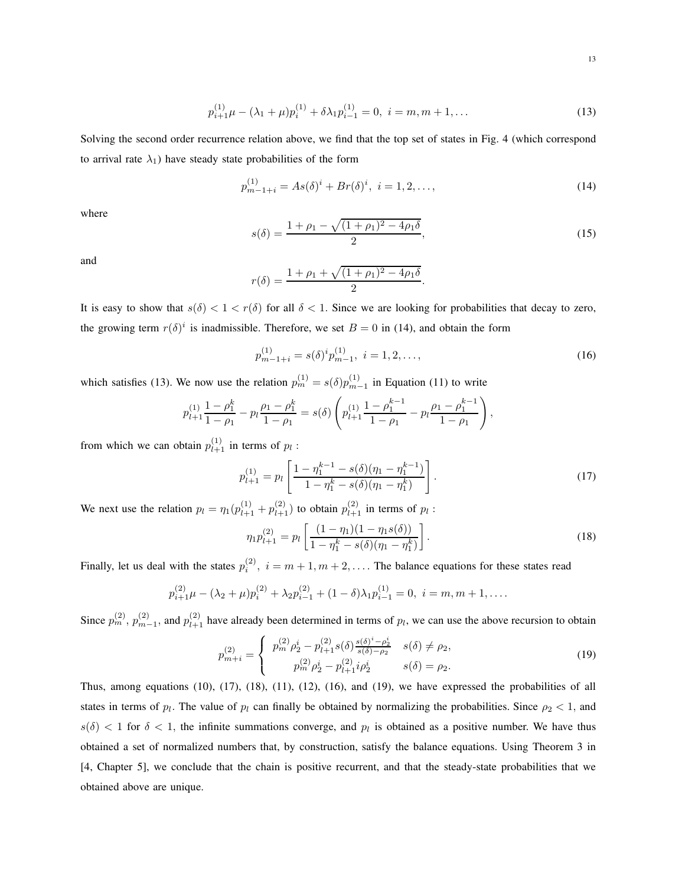$$p_{i+1}^{(1)}\mu - (\lambda_1 + \mu)p_i^{(1)} + \delta\lambda_1 p_{i-1}^{(1)} = 0, \ i = m, m+1, \ldots \tag{13}$$

Solving the second order recurrence relation above, we find that the top set of states in Fig. 4 (which correspond to arrival rate $\lambda_1$) have steady state probabilities of the form

$$p_{m-1+i}^{(1)} = As(\delta)^i + Br(\delta)^i, \ i = 1, 2, \ldots, \tag{14}$$

where

$$s(\delta) = \frac{1 + \rho_1 - \sqrt{(1+\rho_1)^2 - 4\rho_1\delta}}{2}, \tag{15}$$

and

$$r(\delta) = \frac{1 + \rho_1 + \sqrt{(1+\rho_1)^2 - 4\rho_1\delta}}{2}.$$

It is easy to show that $s(\delta) < 1 < r(\delta)$ for all $\delta < 1$. Since we are looking for probabilities that decay to zero, the growing term $r(\delta)^i$ is inadmissible. Therefore, we set $B = 0$ in (14), and obtain the form

$$p_{m-1+i}^{(1)} = s(\delta)^i p_{m-1}^{(1)}, \ i = 1, 2, \ldots, \tag{16}$$

which satisfies (13). We now use the relation $p_m^{(1)} = s(\delta)p_{m-1}^{(1)}$ in Equation (11) to write

$$p_{l+1}^{(1)}\frac{1-\rho_1^k}{1-\rho_1} - p_l\frac{\rho_1 - \rho_1^k}{1-\rho_1} = s(\delta)\left(p_{l+1}^{(1)}\frac{1-\rho_1^{k-1}}{1-\rho_1} - p_l\frac{\rho_1 - \rho_1^{k-1}}{1-\rho_1}\right),$$

from which we can obtain $p_{l+1}^{(1)}$ in terms of $p_l$ :

$$p_{l+1}^{(1)} = p_l\left[\frac{1 - \eta_1^{k-1} - s(\delta)(\eta_1 - \eta_1^{k-1})}{1 - \eta_1^k - s(\delta)(\eta_1 - \eta_1^k)}\right]. \tag{17}$$

We next use the relation $p_l = \eta_1(p_{l+1}^{(1)} + p_{l+1}^{(2)})$ to obtain $p_{l+1}^{(2)}$ in terms of $p_l$ :

$$\eta_1 p_{l+1}^{(2)} = p_l\left[\frac{(1-\eta_1)(1-\eta_1 s(\delta))}{1 - \eta_1^k - s(\delta)(\eta_1 - \eta_1^k)}\right]. \tag{18}$$

Finally, let us deal with the states $p_i^{(2)}, \ i = m+1, m+2, \ldots$. The balance equations for these states read

$$p_{i+1}^{(2)}\mu - (\lambda_2 + \mu)p_i^{(2)} + \lambda_2 p_{i-1}^{(2)} + (1-\delta)\lambda_1 p_{i-1}^{(1)} = 0, \ i = m, m+1, \ldots.$$

Since $p_m^{(2)}$, $p_{m-1}^{(2)}$, and $p_{l+1}^{(2)}$ have already been determined in terms of $p_l$, we can use the above recursion to obtain

$$p_{m+i}^{(2)} = \begin{cases} p_m^{(2)}\rho_2^i - p_{l+1}^{(2)}s(\delta)\frac{s(\delta)^i - \rho_2^i}{s(\delta) - \rho_2} & s(\delta) \neq \rho_2, \\ p_m^{(2)}\rho_2^i - p_{l+1}^{(2)} i\rho_2^i & s(\delta) = \rho_2. \end{cases} \tag{19}$$

Thus, among equations (10), (17), (18), (11), (12), (16), and (19), we have expressed the probabilities of all states in terms of $p_l$. The value of $p_l$ can finally be obtained by normalizing the probabilities. Since $\rho_2 < 1$, and $s(\delta) < 1$ for $\delta < 1$, the infinite summations converge, and $p_l$ is obtained as a positive number. We have thus obtained a set of normalized numbers that, by construction, satisfy the balance equations. Using Theorem 3 in [4, Chapter 5], we conclude that the chain is positive recurrent, and that the steady-state probabilities that we obtained above are unique.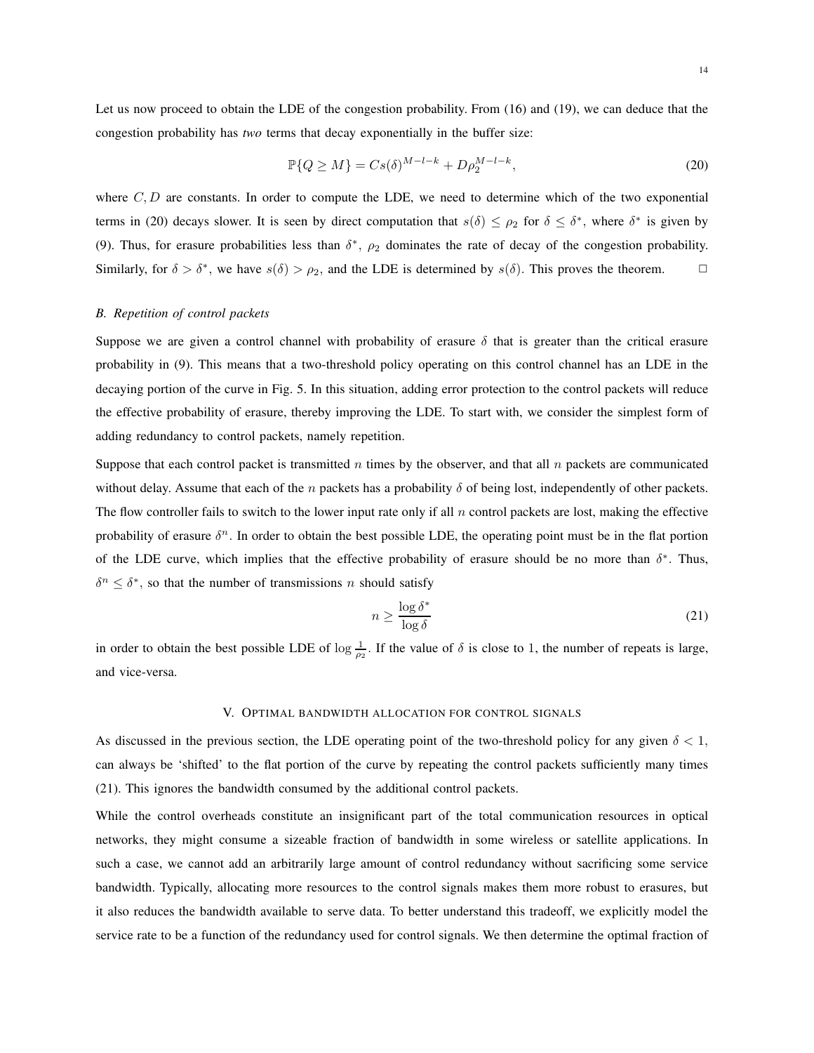Let us now proceed to obtain the LDE of the congestion probability. From (16) and (19), we can deduce that the congestion probability has *two* terms that decay exponentially in the buffer size:

$$\mathbb{P}\{Q \geq M\} = Cs(\delta)^{M-l-k} + D\rho_2^{M-l-k}, \tag{20}$$

where $C, D$ are constants. In order to compute the LDE, we need to determine which of the two exponential terms in (20) decays slower. It is seen by direct computation that $s(\delta) \leq \rho_2$ for $\delta \leq \delta^*$, where $\delta^*$ is given by (9). Thus, for erasure probabilities less than $\delta^*$, $\rho_2$ dominates the rate of decay of the congestion probability. Similarly, for $\delta > \delta^*$, we have $s(\delta) > \rho_2$, and the LDE is determined by $s(\delta)$. This proves the theorem. □

### *B. Repetition of control packets*

Suppose we are given a control channel with probability of erasure $\delta$ that is greater than the critical erasure probability in (9). This means that a two-threshold policy operating on this control channel has an LDE in the decaying portion of the curve in Fig. 5. In this situation, adding error protection to the control packets will reduce the effective probability of erasure, thereby improving the LDE. To start with, we consider the simplest form of adding redundancy to control packets, namely repetition.

Suppose that each control packet is transmitted $n$ times by the observer, and that all $n$ packets are communicated without delay. Assume that each of the $n$ packets has a probability $\delta$ of being lost, independently of other packets. The flow controller fails to switch to the lower input rate only if all $n$ control packets are lost, making the effective probability of erasure $\delta^n$. In order to obtain the best possible LDE, the operating point must be in the flat portion of the LDE curve, which implies that the effective probability of erasure should be no more than $\delta^*$. Thus, $\delta^n \leq \delta^*$, so that the number of transmissions $n$ should satisfy

$$n \geq \frac{\log \delta^*}{\log \delta} \tag{21}$$

in order to obtain the best possible LDE of $\log \frac{1}{\rho_2}$. If the value of $\delta$ is close to 1, the number of repeats is large, and vice-versa.

## V. Optimal bandwidth allocation for control signals

As discussed in the previous section, the LDE operating point of the two-threshold policy for any given $\delta < 1$, can always be 'shifted' to the flat portion of the curve by repeating the control packets sufficiently many times (21). This ignores the bandwidth consumed by the additional control packets.

While the control overheads constitute an insignificant part of the total communication resources in optical networks, they might consume a sizeable fraction of bandwidth in some wireless or satellite applications. In such a case, we cannot add an arbitrarily large amount of control redundancy without sacrificing some service bandwidth. Typically, allocating more resources to the control signals makes them more robust to erasures, but it also reduces the bandwidth available to serve data. To better understand this tradeoff, we explicitly model the service rate to be a function of the redundancy used for control signals. We then determine the optimal fraction of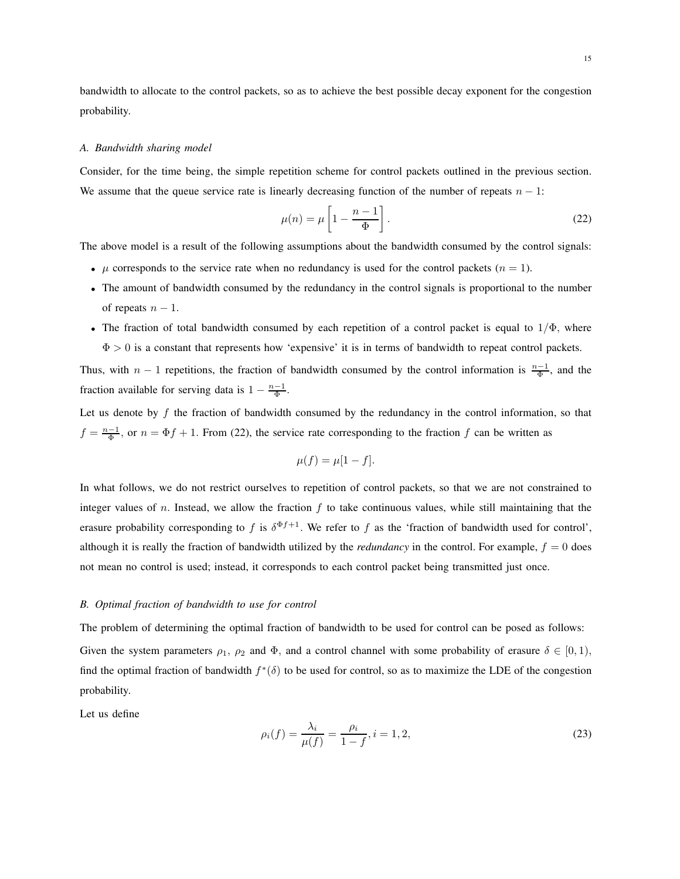bandwidth to allocate to the control packets, so as to achieve the best possible decay exponent for the congestion probability.

### *A. Bandwidth sharing model*

Consider, for the time being, the simple repetition scheme for control packets outlined in the previous section. We assume that the queue service rate is linearly decreasing function of the number of repeats $n-1$:

$$\mu(n) = \mu\left[1 - \frac{n-1}{\Phi}\right]. \tag{22}$$

The above model is a result of the following assumptions about the bandwidth consumed by the control signals:

- $\mu$ corresponds to the service rate when no redundancy is used for the control packets ($n = 1$).
- The amount of bandwidth consumed by the redundancy in the control signals is proportional to the number of repeats $n - 1$.
- The fraction of total bandwidth consumed by each repetition of a control packet is equal to $1/\Phi$, where $\Phi > 0$ is a constant that represents how 'expensive' it is in terms of bandwidth to repeat control packets.

Thus, with $n-1$ repetitions, the fraction of bandwidth consumed by the control information is $\frac{n-1}{\Phi}$, and the fraction available for serving data is $1 - \frac{n-1}{\Phi}$.

Let us denote by $f$ the fraction of bandwidth consumed by the redundancy in the control information, so that $f = \frac{n-1}{\Phi}$, or $n = \Phi f + 1$. From (22), the service rate corresponding to the fraction $f$ can be written as

$$\mu(f) = \mu[1 - f].$$

In what follows, we do not restrict ourselves to repetition of control packets, so that we are not constrained to integer values of $n$. Instead, we allow the fraction $f$ to take continuous values, while still maintaining that the erasure probability corresponding to $f$ is $\delta^{\Phi f+1}$. We refer to $f$ as the 'fraction of bandwidth used for control', although it is really the fraction of bandwidth utilized by the *redundancy* in the control. For example, $f = 0$ does not mean no control is used; instead, it corresponds to each control packet being transmitted just once.

### *B. Optimal fraction of bandwidth to use for control*

The problem of determining the optimal fraction of bandwidth to be used for control can be posed as follows:

Given the system parameters $\rho_1$, $\rho_2$ and $\Phi$, and a control channel with some probability of erasure $\delta \in [0, 1)$, find the optimal fraction of bandwidth $f^*(\delta)$ to be used for control, so as to maximize the LDE of the congestion probability.

Let us define

$$\rho_i(f) = \frac{\lambda_i}{\mu(f)} = \frac{\rho_i}{1-f}, i = 1, 2, \tag{23}$$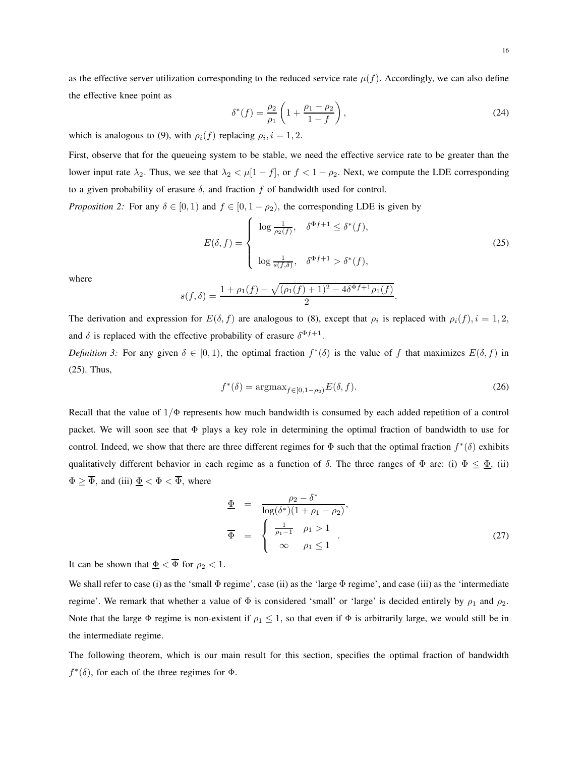as the effective server utilization corresponding to the reduced service rate $\mu(f)$. Accordingly, we can also define the effective knee point as

$$\delta^*(f) = \frac{\rho_2}{\rho_1}\left(1 + \frac{\rho_1 - \rho_2}{1-f}\right), \tag{24}$$

which is analogous to (9), with $\rho_i(f)$ replacing $\rho_i, i = 1, 2$.

First, observe that for the queueing system to be stable, we need the effective service rate to be greater than the lower input rate $\lambda_2$. Thus, we see that $\lambda_2 < \mu[1-f]$, or $f < 1 - \rho_2$. Next, we compute the LDE corresponding to a given probability of erasure $\delta$, and fraction $f$ of bandwidth used for control.

*Proposition 2:* For any $\delta \in [0, 1)$ and $f \in [0, 1 - \rho_2)$, the corresponding LDE is given by

$$E(\delta, f) = \begin{cases} \log \frac{1}{\rho_2(f)}, & \delta^{\Phi f+1} \leq \delta^*(f), \\ \\ \log \frac{1}{s(f,\delta)}, & \delta^{\Phi f+1} > \delta^*(f), \end{cases} \tag{25}$$

where

$$s(f, \delta) = \frac{1 + \rho_1(f) - \sqrt{(\rho_1(f) + 1)^2 - 4\delta^{\Phi f+1}\rho_1(f)}}{2}.$$

The derivation and expression for $E(\delta, f)$ are analogous to (8), except that $\rho_i$ is replaced with $\rho_i(f), i = 1, 2$, and $\delta$ is replaced with the effective probability of erasure $\delta^{\Phi f+1}$.

*Definition 3:* For any given $\delta \in [0, 1)$, the optimal fraction $f^*(\delta)$ is the value of $f$ that maximizes $E(\delta, f)$ in (25). Thus,

$$f^*(\delta) = \text{argmax}_{f \in [0, 1-\rho_2)} E(\delta, f). \tag{26}$$

Recall that the value of $1/\Phi$ represents how much bandwidth is consumed by each added repetition of a control packet. We will soon see that $\Phi$ plays a key role in determining the optimal fraction of bandwidth to use for control. Indeed, we show that there are three different regimes for $\Phi$ such that the optimal fraction $f^*(\delta)$ exhibits qualitatively different behavior in each regime as a function of $\delta$. The three ranges of $\Phi$ are: (i) $\Phi \leq \underline{\Phi}$, (ii) $\Phi \geq \overline{\Phi}$, and (iii) $\underline{\Phi} < \Phi < \overline{\Phi}$, where

$$\begin{aligned} \underline{\Phi} &= \frac{\rho_2 - \delta^*}{\log(\delta^*)(1 + \rho_1 - \rho_2)}, \\ \overline{\Phi} &= \begin{cases} \frac{1}{\rho_1 - 1} & \rho_1 > 1 \\ \infty & \rho_1 \leq 1 \end{cases}. \end{aligned} \tag{27}$$

It can be shown that $\underline{\Phi} < \overline{\Phi}$ for $\rho_2 < 1$.

We shall refer to case (i) as the 'small $\Phi$ regime', case (ii) as the 'large $\Phi$ regime', and case (iii) as the 'intermediate regime'. We remark that whether a value of $\Phi$ is considered 'small' or 'large' is decided entirely by $\rho_1$ and $\rho_2$. Note that the large $\Phi$ regime is non-existent if $\rho_1 \leq 1$, so that even if $\Phi$ is arbitrarily large, we would still be in the intermediate regime.

The following theorem, which is our main result for this section, specifies the optimal fraction of bandwidth $f^*(\delta)$, for each of the three regimes for $\Phi$.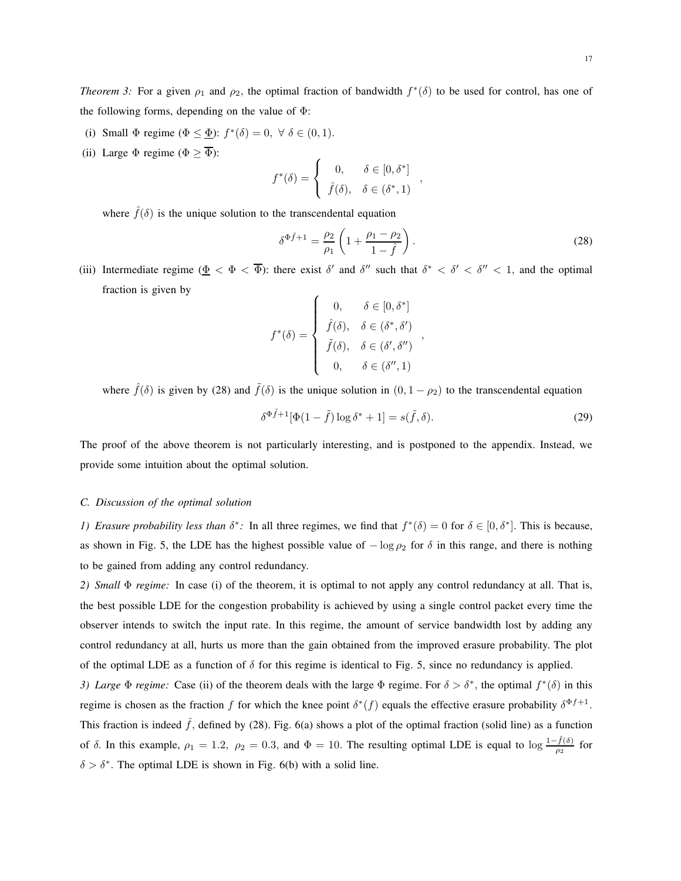*Theorem 3:* For a given $\rho_1$ and $\rho_2$, the optimal fraction of bandwidth $f^*(\delta)$ to be used for control, has one of the following forms, depending on the value of $\Phi$:

(i) Small $\Phi$ regime ($\Phi \leq \underline{\Phi}$): $f^*(\delta) = 0, \ \forall \ \delta \in (0, 1)$.

(ii) Large $\Phi$ regime ($\Phi \geq \overline{\Phi}$):

$$f^*(\delta) = \begin{cases} 0, & \delta \in [0, \delta^*] \\ \hat{f}(\delta), & \delta \in (\delta^*, 1) \end{cases},$$

where $\hat{f}(\delta)$ is the unique solution to the transcendental equation

$$\delta^{\Phi \hat{f} + 1} = \frac{\rho_2}{\rho_1} \left( 1 + \frac{\rho_1 - \rho_2}{1 - \hat{f}} \right). \tag{28}$$

(iii) Intermediate regime ($\underline{\Phi} < \Phi < \overline{\Phi}$): there exist $\delta'$ and $\delta''$ such that $\delta^* < \delta' < \delta'' < 1$, and the optimal fraction is given by

$$f^*(\delta) = \begin{cases} 0, & \delta \in [0, \delta^*] \\ \hat{f}(\delta), & \delta \in (\delta^*, \delta') \\ \tilde{f}(\delta), & \delta \in (\delta', \delta'') \\ 0, & \delta \in (\delta'', 1) \end{cases},$$

where $\hat{f}(\delta)$ is given by (28) and $\tilde{f}(\delta)$ is the unique solution in $(0, 1 - \rho_2)$ to the transcendental equation

$$\delta^{\Phi \tilde{f} + 1} [\Phi (1 - \tilde{f}) \log \delta^* + 1] = s(\tilde{f}, \delta). \tag{29}$$

The proof of the above theorem is not particularly interesting, and is postponed to the appendix. Instead, we provide some intuition about the optimal solution.

### C. Discussion of the optimal solution

*1) Erasure probability less than $\delta^*$:* In all three regimes, we find that $f^*(\delta) = 0$ for $\delta \in [0, \delta^*]$. This is because, as shown in Fig. 5, the LDE has the highest possible value of $-\log \rho_2$ for $\delta$ in this range, and there is nothing to be gained from adding any control redundancy.

*2) Small $\Phi$ regime:* In case (i) of the theorem, it is optimal to not apply any control redundancy at all. That is, the best possible LDE for the congestion probability is achieved by using a single control packet every time the observer intends to switch the input rate. In this regime, the amount of service bandwidth lost by adding any control redundancy at all, hurts us more than the gain obtained from the improved erasure probability. The plot of the optimal LDE as a function of $\delta$ for this regime is identical to Fig. 5, since no redundancy is applied.

*3) Large $\Phi$ regime:* Case (ii) of the theorem deals with the large $\Phi$ regime. For $\delta > \delta^*$, the optimal $f^*(\delta)$ in this regime is chosen as the fraction $f$ for which the knee point $\delta^*(f)$ equals the effective erasure probability $\delta^{\Phi f + 1}$. This fraction is indeed $\hat{f}$, defined by (28). Fig. 6(a) shows a plot of the optimal fraction (solid line) as a function of $\delta$. In this example, $\rho_1 = 1.2, \ \rho_2 = 0.3$, and $\Phi = 10$. The resulting optimal LDE is equal to $\log \frac{1 - \hat{f}(\delta)}{\rho_2}$ for $\delta > \delta^*$. The optimal LDE is shown in Fig. 6(b) with a solid line.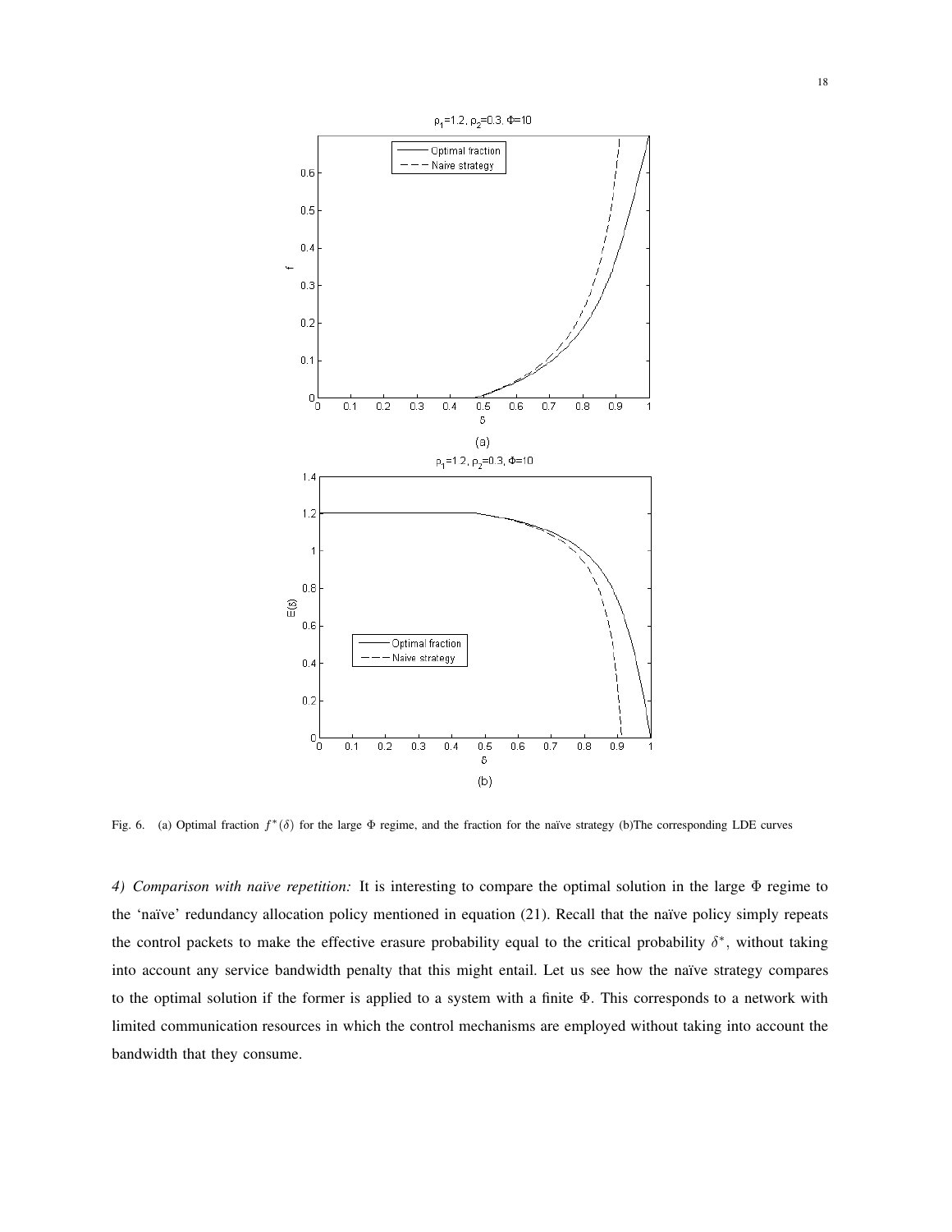Fig. 6. (a) Optimal fraction $f^*(\delta)$ for the large $\Phi$ regime, and the fraction for the naïve strategy (b)The corresponding LDE curves

*4) Comparison with naïve repetition:* It is interesting to compare the optimal solution in the large $\Phi$ regime to the 'naïve' redundancy allocation policy mentioned in equation (21). Recall that the naïve policy simply repeats the control packets to make the effective erasure probability equal to the critical probability $\delta^*$, without taking into account any service bandwidth penalty that this might entail. Let us see how the naïve strategy compares to the optimal solution if the former is applied to a system with a finite $\Phi$. This corresponds to a network with limited communication resources in which the control mechanisms are employed without taking into account the bandwidth that they consume.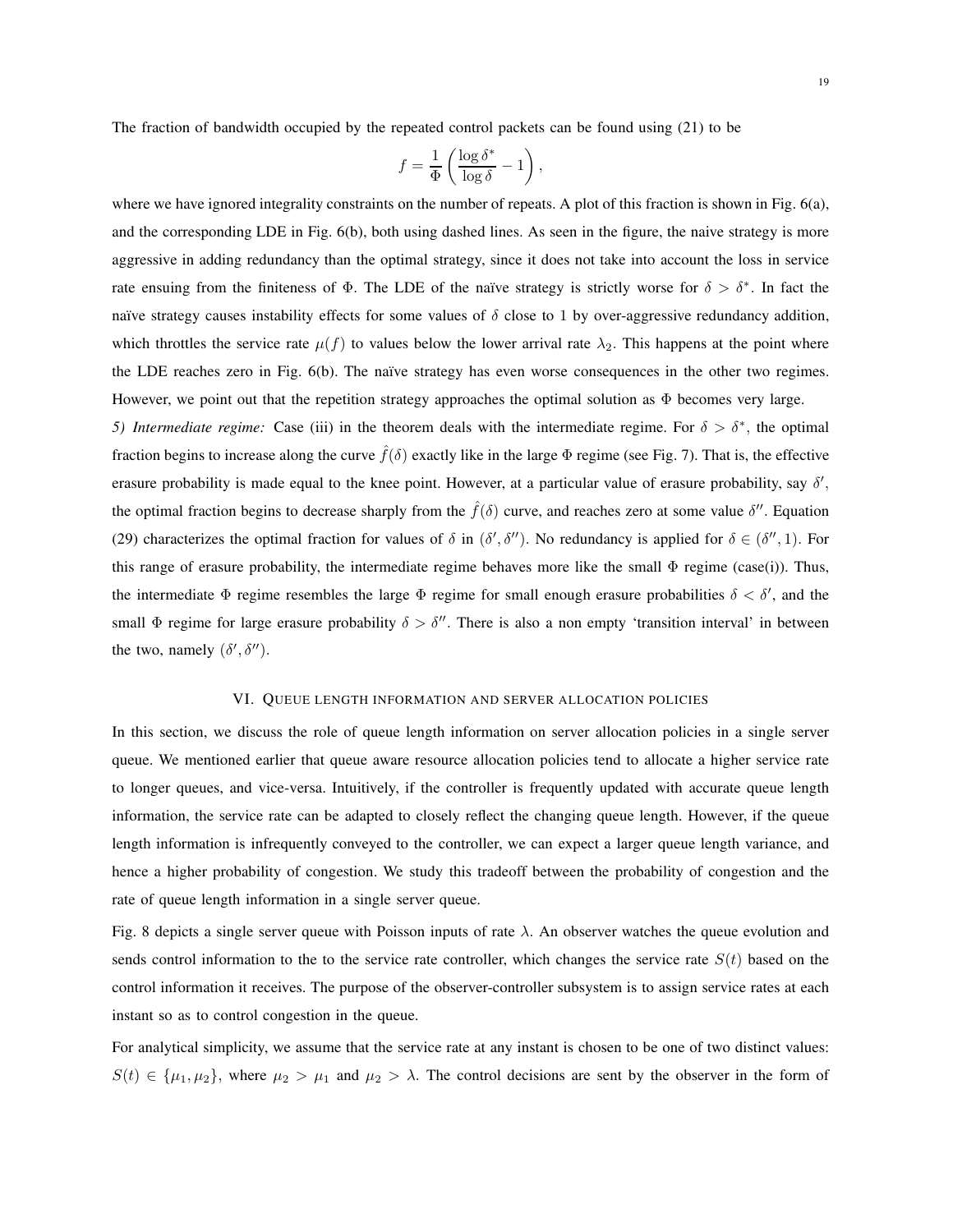The fraction of bandwidth occupied by the repeated control packets can be found using (21) to be

$$f = \frac{1}{\Phi}\left(\frac{\log \delta^*}{\log \delta} - 1\right),$$

where we have ignored integrality constraints on the number of repeats. A plot of this fraction is shown in Fig. 6(a), and the corresponding LDE in Fig. 6(b), both using dashed lines. As seen in the figure, the naive strategy is more aggressive in adding redundancy than the optimal strategy, since it does not take into account the loss in service rate ensuing from the finiteness of $\Phi$. The LDE of the naïve strategy is strictly worse for $\delta > \delta^*$. In fact the naïve strategy causes instability effects for some values of $\delta$ close to 1 by over-aggressive redundancy addition, which throttles the service rate $\mu(f)$ to values below the lower arrival rate $\lambda_2$. This happens at the point where the LDE reaches zero in Fig. 6(b). The naïve strategy has even worse consequences in the other two regimes. However, we point out that the repetition strategy approaches the optimal solution as $\Phi$ becomes very large.

*5) Intermediate regime:* Case (iii) in the theorem deals with the intermediate regime. For $\delta > \delta^*$, the optimal fraction begins to increase along the curve $\hat{f}(\delta)$ exactly like in the large $\Phi$ regime (see Fig. 7). That is, the effective erasure probability is made equal to the knee point. However, at a particular value of erasure probability, say $\delta'$, the optimal fraction begins to decrease sharply from the $\hat{f}(\delta)$ curve, and reaches zero at some value $\delta''$. Equation (29) characterizes the optimal fraction for values of $\delta$ in $(\delta', \delta'')$. No redundancy is applied for $\delta \in (\delta'', 1)$. For this range of erasure probability, the intermediate regime behaves more like the small $\Phi$ regime (case(i)). Thus, the intermediate $\Phi$ regime resembles the large $\Phi$ regime for small enough erasure probabilities $\delta < \delta'$, and the small $\Phi$ regime for large erasure probability $\delta > \delta''$. There is also a non empty 'transition interval' in between the two, namely $(\delta', \delta'')$.

## VI. Queue length information and server allocation policies

In this section, we discuss the role of queue length information on server allocation policies in a single server queue. We mentioned earlier that queue aware resource allocation policies tend to allocate a higher service rate to longer queues, and vice-versa. Intuitively, if the controller is frequently updated with accurate queue length information, the service rate can be adapted to closely reflect the changing queue length. However, if the queue length information is infrequently conveyed to the controller, we can expect a larger queue length variance, and hence a higher probability of congestion. We study this tradeoff between the probability of congestion and the rate of queue length information in a single server queue.

Fig. 8 depicts a single server queue with Poisson inputs of rate $\lambda$. An observer watches the queue evolution and sends control information to the to the service rate controller, which changes the service rate $S(t)$ based on the control information it receives. The purpose of the observer-controller subsystem is to assign service rates at each instant so as to control congestion in the queue.

For analytical simplicity, we assume that the service rate at any instant is chosen to be one of two distinct values: $S(t) \in \{\mu_1, \mu_2\}$, where $\mu_2 > \mu_1$ and $\mu_2 > \lambda$. The control decisions are sent by the observer in the form of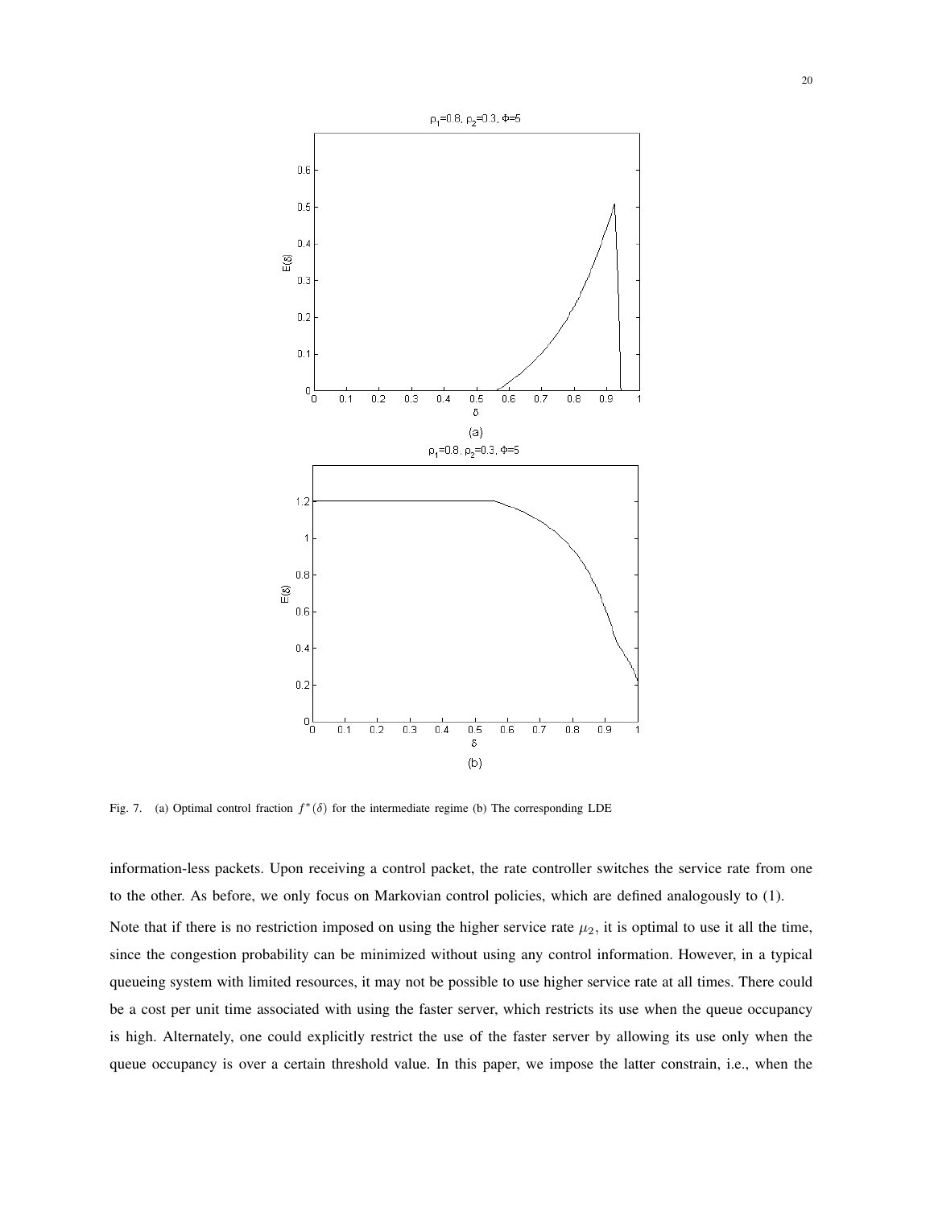Fig. 7. (a) Optimal control fraction $f^*(\delta)$ for the intermediate regime (b) The corresponding LDE

information-less packets. Upon receiving a control packet, the rate controller switches the service rate from one to the other. As before, we only focus on Markovian control policies, which are defined analogously to (1).

Note that if there is no restriction imposed on using the higher service rate $\mu_2$, it is optimal to use it all the time, since the congestion probability can be minimized without using any control information. However, in a typical queueing system with limited resources, it may not be possible to use higher service rate at all times. There could be a cost per unit time associated with using the faster server, which restricts its use when the queue occupancy is high. Alternately, one could explicitly restrict the use of the faster server by allowing its use only when the queue occupancy is over a certain threshold value. In this paper, we impose the latter constrain, i.e., when the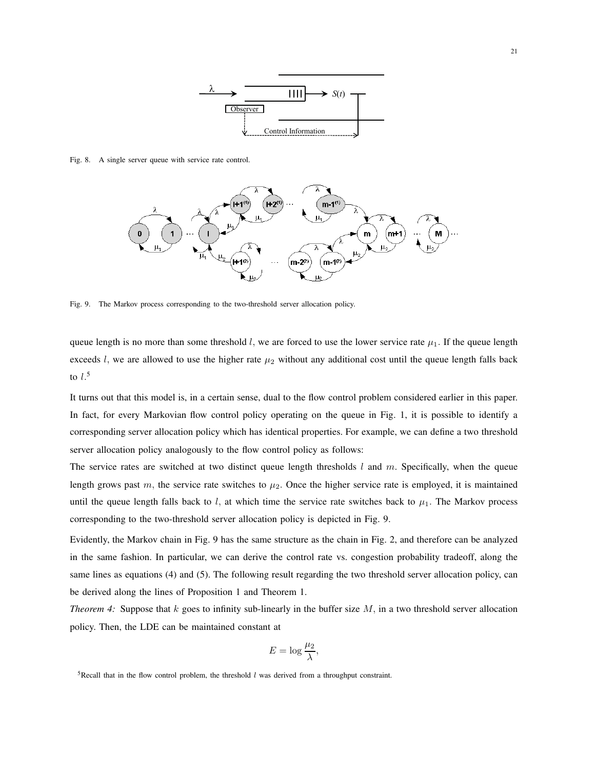Fig. 8. A single server queue with service rate control.

Fig. 9. The Markov process corresponding to the two-threshold server allocation policy.

queue length is no more than some threshold $l$, we are forced to use the lower service rate $\mu_1$. If the queue length exceeds $l$, we are allowed to use the higher rate $\mu_2$ without any additional cost until the queue length falls back to $l$.[5]

It turns out that this model is, in a certain sense, dual to the flow control problem considered earlier in this paper. In fact, for every Markovian flow control policy operating on the queue in Fig. 1, it is possible to identify a corresponding server allocation policy which has identical properties. For example, we can define a two threshold server allocation policy analogously to the flow control policy as follows:

The service rates are switched at two distinct queue length thresholds $l$ and $m$. Specifically, when the queue length grows past $m$, the service rate switches to $\mu_2$. Once the higher service rate is employed, it is maintained until the queue length falls back to $l$, at which time the service rate switches back to $\mu_1$. The Markov process corresponding to the two-threshold server allocation policy is depicted in Fig. 9.

Evidently, the Markov chain in Fig. 9 has the same structure as the chain in Fig. 2, and therefore can be analyzed in the same fashion. In particular, we can derive the control rate vs. congestion probability tradeoff, along the same lines as equations (4) and (5). The following result regarding the two threshold server allocation policy, can be derived along the lines of Proposition 1 and Theorem 1.

*Theorem 4:* Suppose that $k$ goes to infinity sub-linearly in the buffer size $M$, in a two threshold server allocation policy. Then, the LDE can be maintained constant at

$$E = \log \frac{\mu_2}{\lambda},$$

[5] Recall that in the flow control problem, the threshold $l$ was derived from a throughput constraint.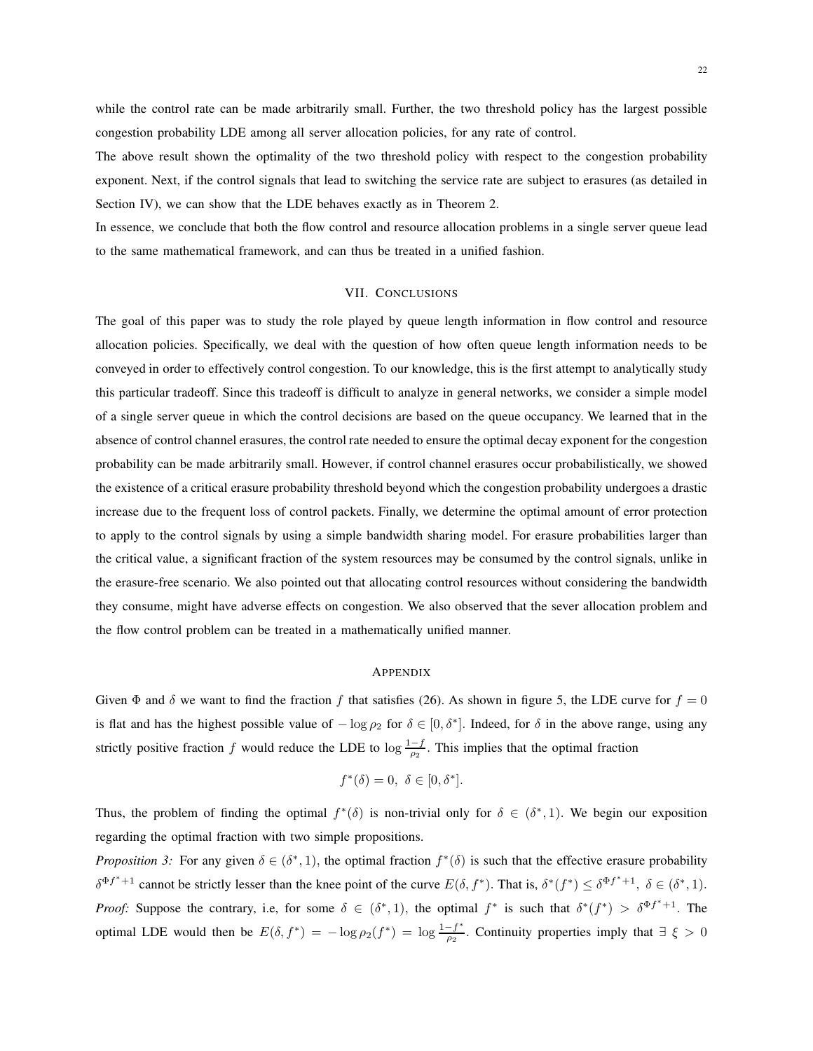while the control rate can be made arbitrarily small. Further, the two threshold policy has the largest possible congestion probability LDE among all server allocation policies, for any rate of control.

The above result shown the optimality of the two threshold policy with respect to the congestion probability exponent. Next, if the control signals that lead to switching the service rate are subject to erasures (as detailed in Section IV), we can show that the LDE behaves exactly as in Theorem 2.

In essence, we conclude that both the flow control and resource allocation problems in a single server queue lead to the same mathematical framework, and can thus be treated in a unified fashion.

## VII. Conclusions

The goal of this paper was to study the role played by queue length information in flow control and resource allocation policies. Specifically, we deal with the question of how often queue length information needs to be conveyed in order to effectively control congestion. To our knowledge, this is the first attempt to analytically study this particular tradeoff. Since this tradeoff is difficult to analyze in general networks, we consider a simple model of a single server queue in which the control decisions are based on the queue occupancy. We learned that in the absence of control channel erasures, the control rate needed to ensure the optimal decay exponent for the congestion probability can be made arbitrarily small. However, if control channel erasures occur probabilistically, we showed the existence of a critical erasure probability threshold beyond which the congestion probability undergoes a drastic increase due to the frequent loss of control packets. Finally, we determine the optimal amount of error protection to apply to the control signals by using a simple bandwidth sharing model. For erasure probabilities larger than the critical value, a significant fraction of the system resources may be consumed by the control signals, unlike in the erasure-free scenario. We also pointed out that allocating control resources without considering the bandwidth they consume, might have adverse effects on congestion. We also observed that the sever allocation problem and the flow control problem can be treated in a mathematically unified manner.

## Appendix

Given $\Phi$ and $\delta$ we want to find the fraction $f$ that satisfies (26). As shown in figure 5, the LDE curve for $f = 0$ is flat and has the highest possible value of $-\log \rho_2$ for $\delta \in [0, \delta^*]$. Indeed, for $\delta$ in the above range, using any strictly positive fraction $f$ would reduce the LDE to $\log \frac{1-f}{\rho_2}$. This implies that the optimal fraction

$$f^*(\delta) = 0, \;\; \delta \in [0, \delta^*].$$

Thus, the problem of finding the optimal $f^*(\delta)$ is non-trivial only for $\delta \in (\delta^*, 1)$. We begin our exposition regarding the optimal fraction with two simple propositions.

*Proposition 3:* For any given $\delta \in (\delta^*, 1)$, the optimal fraction $f^*(\delta)$ is such that the effective erasure probability $\delta^{\Phi f^*+1}$ cannot be strictly lesser than the knee point of the curve $E(\delta, f^*)$. That is, $\delta^*(f^*) \leq \delta^{\Phi f^*+1}, \; \delta \in (\delta^*, 1)$.

*Proof:* Suppose the contrary, i.e, for some $\delta \in (\delta^*, 1)$, the optimal $f^*$ is such that $\delta^*(f^*) > \delta^{\Phi f^*+1}$. The optimal LDE would then be $E(\delta, f^*) = -\log \rho_2(f^*) = \log \frac{1-f^*}{\rho_2}$. Continuity properties imply that $\exists \; \xi > 0$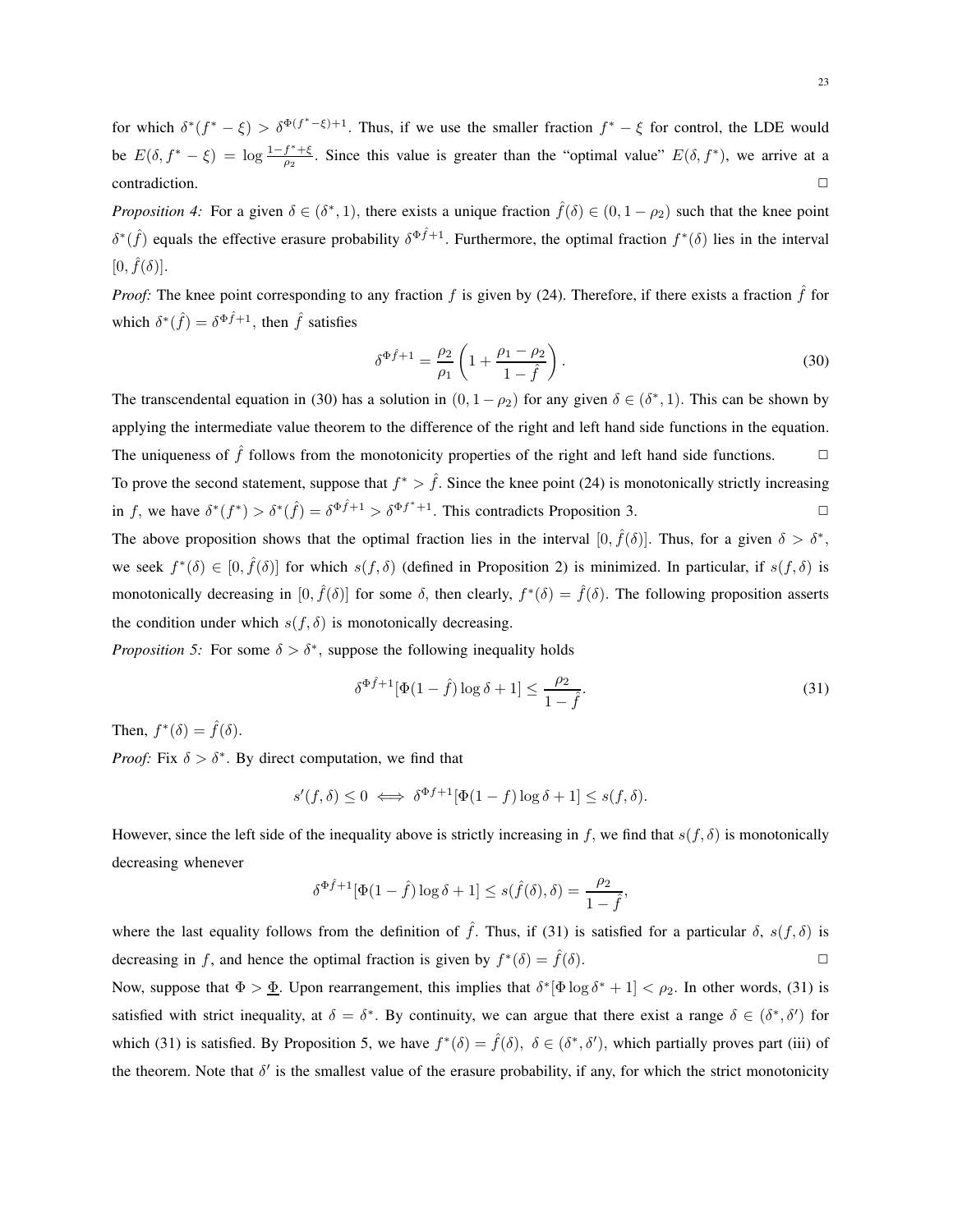for which $\delta^*(f^* - \xi) > \delta^{\Phi(f^*-\xi)+1}$. Thus, if we use the smaller fraction $f^* - \xi$ for control, the LDE would be $E(\delta, f^* - \xi) = \log \frac{1-f^*+\xi}{\rho_2}$. Since this value is greater than the "optimal value" $E(\delta, f^*)$, we arrive at a contradiction. □

*Proposition 4:* For a given $\delta \in (\delta^*, 1)$, there exists a unique fraction $\hat{f}(\delta) \in (0, 1-\rho_2)$ such that the knee point $\delta^*(\hat{f})$ equals the effective erasure probability $\delta^{\Phi\hat{f}+1}$. Furthermore, the optimal fraction $f^*(\delta)$ lies in the interval $[0, \hat{f}(\delta)]$.

*Proof:* The knee point corresponding to any fraction $f$ is given by (24). Therefore, if there exists a fraction $\hat{f}$ for which $\delta^*(\hat{f}) = \delta^{\Phi\hat{f}+1}$, then $\hat{f}$ satisfies

$$\delta^{\Phi\hat{f}+1} = \frac{\rho_2}{\rho_1}\left(1 + \frac{\rho_1 - \rho_2}{1-\hat{f}}\right). \tag{30}$$

The transcendental equation in (30) has a solution in $(0, 1-\rho_2)$ for any given $\delta \in (\delta^*, 1)$. This can be shown by applying the intermediate value theorem to the difference of the right and left hand side functions in the equation. The uniqueness of $\hat{f}$ follows from the monotonicity properties of the right and left hand side functions. □

To prove the second statement, suppose that $f^* > \hat{f}$. Since the knee point (24) is monotonically strictly increasing in $f$, we have $\delta^*(f^*) > \delta^*(\hat{f}) = \delta^{\Phi\hat{f}+1} > \delta^{\Phi f^*+1}$. This contradicts Proposition 3. □

The above proposition shows that the optimal fraction lies in the interval $[0, \hat{f}(\delta)]$. Thus, for a given $\delta > \delta^*$, we seek $f^*(\delta) \in [0, \hat{f}(\delta)]$ for which $s(f, \delta)$ (defined in Proposition 2) is minimized. In particular, if $s(f, \delta)$ is monotonically decreasing in $[0, \hat{f}(\delta)]$ for some $\delta$, then clearly, $f^*(\delta) = \hat{f}(\delta)$. The following proposition asserts the condition under which $s(f, \delta)$ is monotonically decreasing.

*Proposition 5:* For some $\delta > \delta^*$, suppose the following inequality holds

$$\delta^{\Phi\hat{f}+1}[\Phi(1-\hat{f})\log\delta + 1] \leq \frac{\rho_2}{1-\hat{f}}. \tag{31}$$

Then, $f^*(\delta) = \hat{f}(\delta)$.

*Proof:* Fix $\delta > \delta^*$. By direct computation, we find that

$$s'(f, \delta) \leq 0 \iff \delta^{\Phi f+1}[\Phi(1-f)\log\delta + 1] \leq s(f, \delta).$$

However, since the left side of the inequality above is strictly increasing in $f$, we find that $s(f, \delta)$ is monotonically decreasing whenever

$$\delta^{\Phi\hat{f}+1}[\Phi(1-\hat{f})\log\delta + 1] \leq s(\hat{f}(\delta), \delta) = \frac{\rho_2}{1-\hat{f}},$$

where the last equality follows from the definition of $\hat{f}$. Thus, if (31) is satisfied for a particular $\delta$, $s(f, \delta)$ is decreasing in $f$, and hence the optimal fraction is given by $f^*(\delta) = \hat{f}(\delta)$. □

Now, suppose that $\Phi > \underline{\Phi}$. Upon rearrangement, this implies that $\delta^*[\Phi\log\delta^* + 1] < \rho_2$. In other words, (31) is satisfied with strict inequality, at $\delta = \delta^*$. By continuity, we can argue that there exist a range $\delta \in (\delta^*, \delta')$ for which (31) is satisfied. By Proposition 5, we have $f^*(\delta) = \hat{f}(\delta),\ \delta \in (\delta^*, \delta')$, which partially proves part (iii) of the theorem. Note that $\delta'$ is the smallest value of the erasure probability, if any, for which the strict monotonicity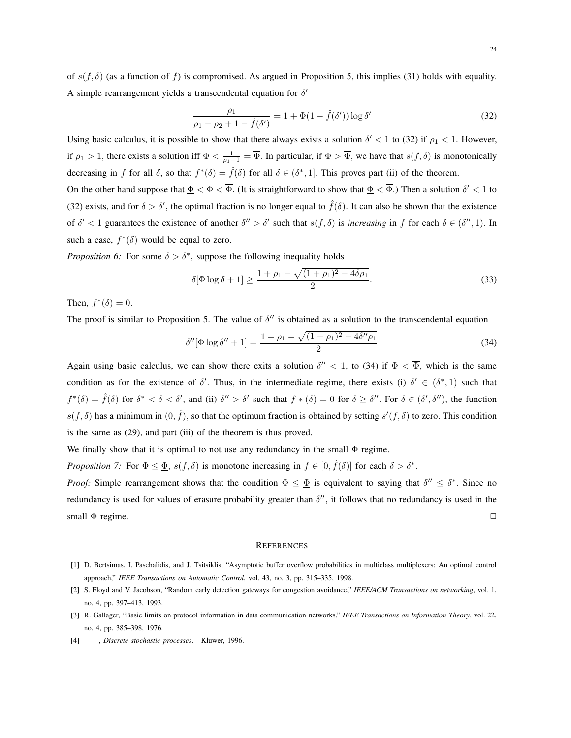of $s(f, \delta)$ (as a function of $f$) is compromised. As argued in Proposition 5, this implies (31) holds with equality. A simple rearrangement yields a transcendental equation for $\delta'$

$$\frac{\rho_1}{\rho_1 - \rho_2 + 1 - \hat{f}(\delta')} = 1 + \Phi(1 - \hat{f}(\delta')) \log \delta' \tag{32}$$

Using basic calculus, it is possible to show that there always exists a solution $\delta' < 1$ to (32) if $\rho_1 < 1$. However, if $\rho_1 > 1$, there exists a solution iff $\Phi < \frac{1}{\rho_1 - 1} = \overline{\Phi}$. In particular, if $\Phi > \overline{\Phi}$, we have that $s(f, \delta)$ is monotonically decreasing in $f$ for all $\delta$, so that $f^*(\delta) = \hat{f}(\delta)$ for all $\delta \in (\delta^*, 1]$. This proves part (ii) of the theorem.

On the other hand suppose that $\underline{\Phi} < \Phi < \overline{\Phi}$. (It is straightforward to show that $\underline{\Phi} < \overline{\Phi}$.) Then a solution $\delta' < 1$ to (32) exists, and for $\delta > \delta'$, the optimal fraction is no longer equal to $\hat{f}(\delta)$. It can also be shown that the existence of $\delta' < 1$ guarantees the existence of another $\delta'' > \delta'$ such that $s(f, \delta)$ is *increasing* in $f$ for each $\delta \in (\delta'', 1)$. In such a case, $f^*(\delta)$ would be equal to zero.

*Proposition 6:* For some $\delta > \delta^*$, suppose the following inequality holds

$$\delta[\Phi \log \delta + 1] \geq \frac{1 + \rho_1 - \sqrt{(1 + \rho_1)^2 - 4\delta\rho_1}}{2}. \tag{33}$$

Then, $f^*(\delta) = 0$.

The proof is similar to Proposition 5. The value of $\delta''$ is obtained as a solution to the transcendental equation

$$\delta''[\Phi \log \delta'' + 1] = \frac{1 + \rho_1 - \sqrt{(1 + \rho_1)^2 - 4\delta''\rho_1}}{2} \tag{34}$$

Again using basic calculus, we can show there exits a solution $\delta'' < 1$, to (34) if $\Phi < \overline{\Phi}$, which is the same condition as for the existence of $\delta'$. Thus, in the intermediate regime, there exists (i) $\delta' \in (\delta^*, 1)$ such that $f^*(\delta) = \hat{f}(\delta)$ for $\delta^* < \delta < \delta'$, and (ii) $\delta'' > \delta'$ such that $f * (\delta) = 0$ for $\delta \geq \delta''$. For $\delta \in (\delta', \delta'')$, the function $s(f, \delta)$ has a minimum in $(0, \hat{f})$, so that the optimum fraction is obtained by setting $s'(f, \delta)$ to zero. This condition is the same as (29), and part (iii) of the theorem is thus proved.

We finally show that it is optimal to not use any redundancy in the small $\Phi$ regime.

*Proposition 7:* For $\Phi \leq \underline{\Phi}$, $s(f, \delta)$ is monotone increasing in $f \in [0, \hat{f}(\delta)]$ for each $\delta > \delta^*$.

*Proof:* Simple rearrangement shows that the condition $\Phi \leq \underline{\Phi}$ is equivalent to saying that $\delta'' \leq \delta^*$. Since no redundancy is used for values of erasure probability greater than $\delta''$, it follows that no redundancy is used in the small $\Phi$ regime. □

## REFERENCES

[1] D. Bertsimas, I. Paschalidis, and J. Tsitsiklis, "Asymptotic buffer overflow probabilities in multiclass multiplexers: An optimal control approach," *IEEE Transactions on Automatic Control*, vol. 43, no. 3, pp. 315–335, 1998.

[2] S. Floyd and V. Jacobson, "Random early detection gateways for congestion avoidance," *IEEE/ACM Transactions on networking*, vol. 1, no. 4, pp. 397–413, 1993.

[3] R. Gallager, "Basic limits on protocol information in data communication networks," *IEEE Transactions on Information Theory*, vol. 22, no. 4, pp. 385–398, 1976.

[4] ——, *Discrete stochastic processes*. Kluwer, 1996.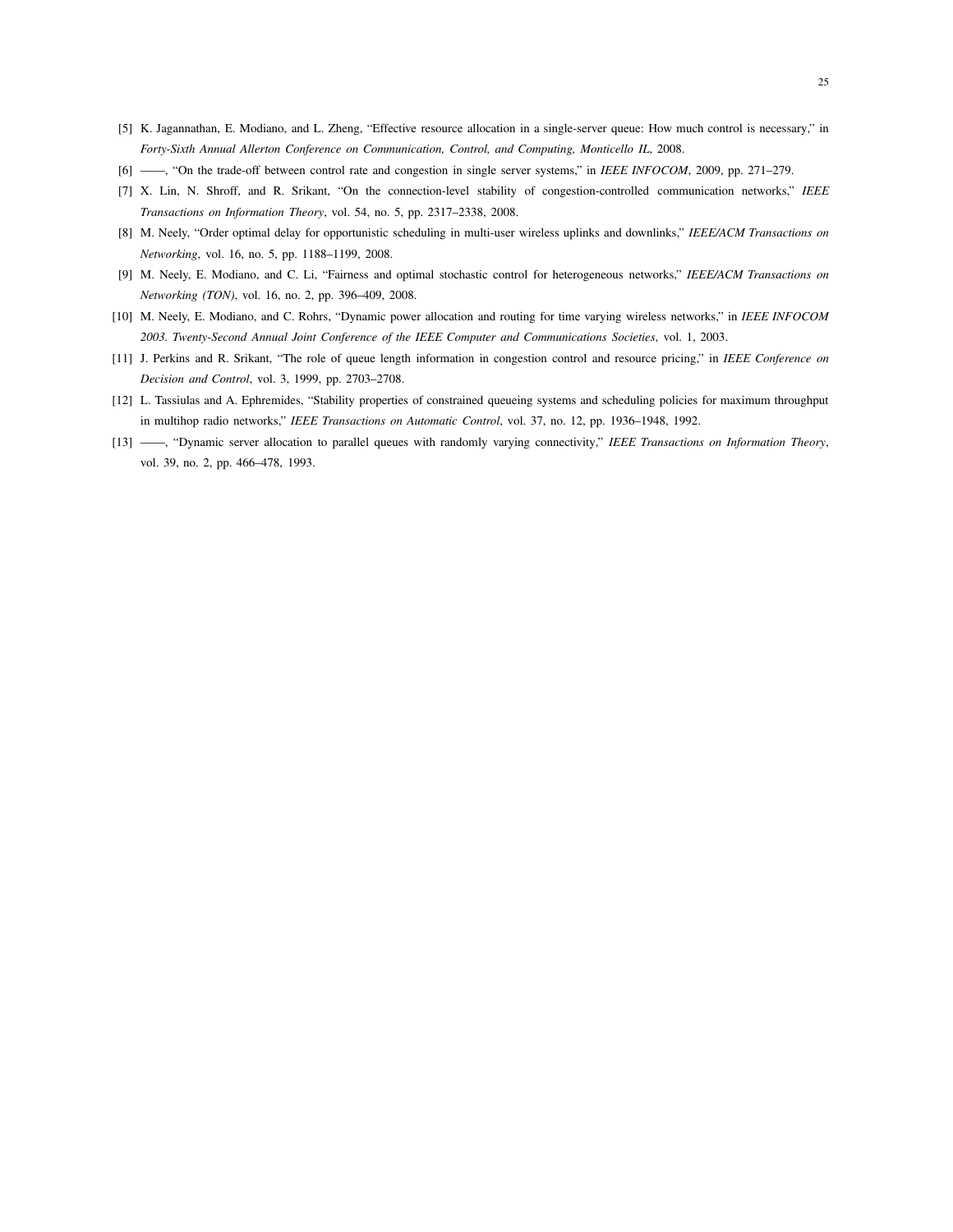[5] K. Jagannathan, E. Modiano, and L. Zheng, "Effective resource allocation in a single-server queue: How much control is necessary," in *Forty-Sixth Annual Allerton Conference on Communication, Control, and Computing, Monticello IL*, 2008.

[6] ——, "On the trade-off between control rate and congestion in single server systems," in *IEEE INFOCOM*, 2009, pp. 271–279.

[7] X. Lin, N. Shroff, and R. Srikant, "On the connection-level stability of congestion-controlled communication networks," *IEEE Transactions on Information Theory*, vol. 54, no. 5, pp. 2317–2338, 2008.

[8] M. Neely, "Order optimal delay for opportunistic scheduling in multi-user wireless uplinks and downlinks," *IEEE/ACM Transactions on Networking*, vol. 16, no. 5, pp. 1188–1199, 2008.

[9] M. Neely, E. Modiano, and C. Li, "Fairness and optimal stochastic control for heterogeneous networks," *IEEE/ACM Transactions on Networking (TON)*, vol. 16, no. 2, pp. 396–409, 2008.

[10] M. Neely, E. Modiano, and C. Rohrs, "Dynamic power allocation and routing for time varying wireless networks," in *IEEE INFOCOM 2003. Twenty-Second Annual Joint Conference of the IEEE Computer and Communications Societies*, vol. 1, 2003.

[11] J. Perkins and R. Srikant, "The role of queue length information in congestion control and resource pricing," in *IEEE Conference on Decision and Control*, vol. 3, 1999, pp. 2703–2708.

[12] L. Tassiulas and A. Ephremides, "Stability properties of constrained queueing systems and scheduling policies for maximum throughput in multihop radio networks," *IEEE Transactions on Automatic Control*, vol. 37, no. 12, pp. 1936–1948, 1992.

[13] ——, "Dynamic server allocation to parallel queues with randomly varying connectivity," *IEEE Transactions on Information Theory*, vol. 39, no. 2, pp. 466–478, 1993.